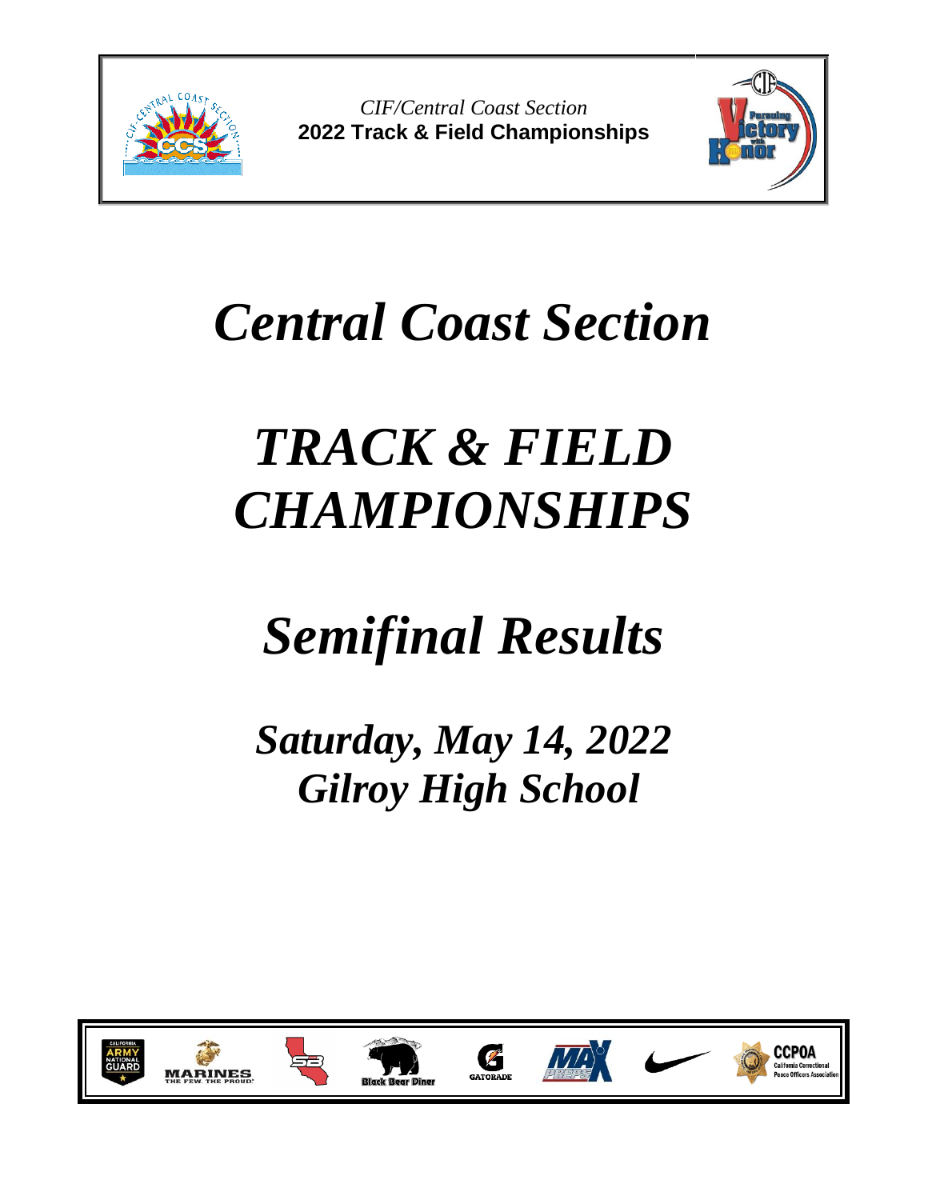*CIF/Central Coast Section*
**2022 Track & Field Championships**

# *Central Coast Section*

# *TRACK & FIELD CHAMPIONSHIPS*

# *Semifinal Results*

## *Saturday, May 14, 2022*
## *Gilroy High School*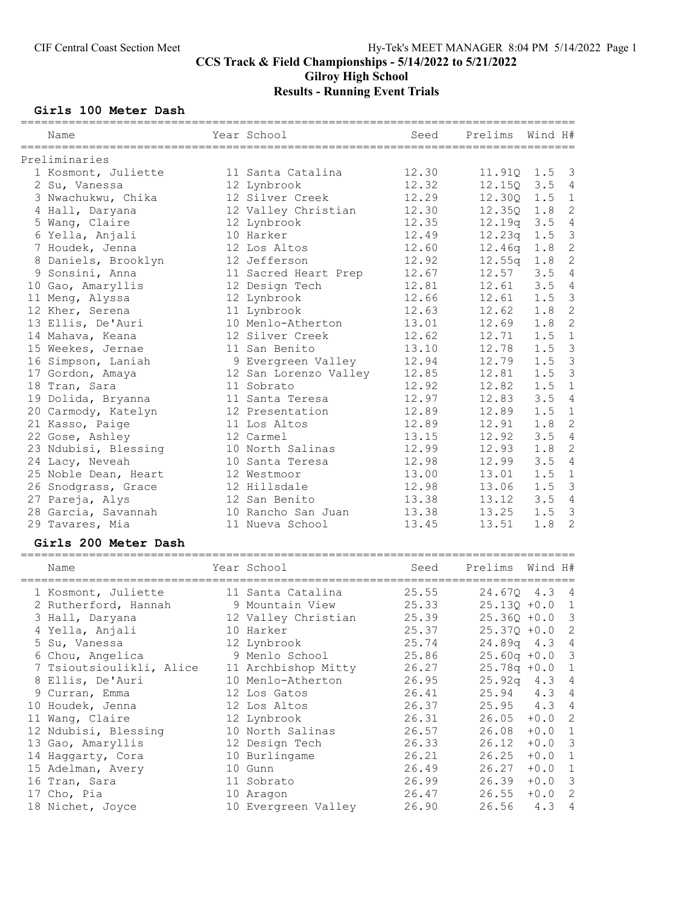# CCS Track & Field Championships - 5/14/2022 to 5/21/2022

## Gilroy High School

## Results - Running Event Trials

### Girls 100 Meter Dash

| | Name | Year | School | Seed | Prelims | Wind | H# |
|---|---|---|---|---|---|---|---|
| **Preliminaries** | | | | | | | |
| 1 | Kosmont, Juliette | 11 | Santa Catalina | 12.30 | 11.91Q | 1.5 | 3 |
| 2 | Su, Vanessa | 12 | Lynbrook | 12.32 | 12.15Q | 3.5 | 4 |
| 3 | Nwachukwu, Chika | 12 | Silver Creek | 12.29 | 12.30Q | 1.5 | 1 |
| 4 | Hall, Daryana | 12 | Valley Christian | 12.30 | 12.35Q | 1.8 | 2 |
| 5 | Wang, Claire | 12 | Lynbrook | 12.35 | 12.19q | 3.5 | 4 |
| 6 | Yella, Anjali | 10 | Harker | 12.49 | 12.23q | 1.5 | 3 |
| 7 | Houdek, Jenna | 12 | Los Altos | 12.60 | 12.46q | 1.8 | 2 |
| 8 | Daniels, Brooklyn | 12 | Jefferson | 12.92 | 12.55q | 1.8 | 2 |
| 9 | Sonsini, Anna | 11 | Sacred Heart Prep | 12.67 | 12.57 | 3.5 | 4 |
| 10 | Gao, Amaryllis | 12 | Design Tech | 12.81 | 12.61 | 3.5 | 4 |
| 11 | Meng, Alyssa | 12 | Lynbrook | 12.66 | 12.61 | 1.5 | 3 |
| 12 | Kher, Serena | 11 | Lynbrook | 12.63 | 12.62 | 1.8 | 2 |
| 13 | Ellis, De'Auri | 10 | Menlo-Atherton | 13.01 | 12.69 | 1.8 | 2 |
| 14 | Mahava, Keana | 12 | Silver Creek | 12.62 | 12.71 | 1.5 | 1 |
| 15 | Weekes, Jernae | 11 | San Benito | 13.10 | 12.78 | 1.5 | 3 |
| 16 | Simpson, Laniah | 9 | Evergreen Valley | 12.94 | 12.79 | 1.5 | 3 |
| 17 | Gordon, Amaya | 12 | San Lorenzo Valley | 12.85 | 12.81 | 1.5 | 3 |
| 18 | Tran, Sara | 11 | Sobrato | 12.92 | 12.82 | 1.5 | 1 |
| 19 | Dolida, Bryanna | 11 | Santa Teresa | 12.97 | 12.83 | 3.5 | 4 |
| 20 | Carmody, Katelyn | 12 | Presentation | 12.89 | 12.89 | 1.5 | 1 |
| 21 | Kasso, Paige | 11 | Los Altos | 12.89 | 12.91 | 1.8 | 2 |
| 22 | Gose, Ashley | 12 | Carmel | 13.15 | 12.92 | 3.5 | 4 |
| 23 | Ndubisi, Blessing | 10 | North Salinas | 12.99 | 12.93 | 1.8 | 2 |
| 24 | Lacy, Neveah | 10 | Santa Teresa | 12.98 | 12.99 | 3.5 | 4 |
| 25 | Noble Dean, Heart | 12 | Westmoor | 13.00 | 13.01 | 1.5 | 1 |
| 26 | Snodgrass, Grace | 12 | Hillsdale | 12.98 | 13.06 | 1.5 | 3 |
| 27 | Pareja, Alys | 12 | San Benito | 13.38 | 13.12 | 3.5 | 4 |
| 28 | Garcia, Savannah | 10 | Rancho San Juan | 13.38 | 13.25 | 1.5 | 3 |
| 29 | Tavares, Mia | 11 | Nueva School | 13.45 | 13.51 | 1.8 | 2 |

### Girls 200 Meter Dash

| | Name | Year | School | Seed | Prelims | Wind | H# |
|---|---|---|---|---|---|---|---|
| 1 | Kosmont, Juliette | 11 | Santa Catalina | 25.55 | 24.67Q | 4.3 | 4 |
| 2 | Rutherford, Hannah | 9 | Mountain View | 25.33 | 25.13Q | +0.0 | 1 |
| 3 | Hall, Daryana | 12 | Valley Christian | 25.39 | 25.36Q | +0.0 | 3 |
| 4 | Yella, Anjali | 10 | Harker | 25.37 | 25.37Q | +0.0 | 2 |
| 5 | Su, Vanessa | 12 | Lynbrook | 25.74 | 24.89q | 4.3 | 4 |
| 6 | Chou, Angelica | 9 | Menlo School | 25.86 | 25.60q | +0.0 | 3 |
| 7 | Tsioutsioulikli, Alice | 11 | Archbishop Mitty | 26.27 | 25.78q | +0.0 | 1 |
| 8 | Ellis, De'Auri | 10 | Menlo-Atherton | 26.95 | 25.92q | 4.3 | 4 |
| 9 | Curran, Emma | 12 | Los Gatos | 26.41 | 25.94 | 4.3 | 4 |
| 10 | Houdek, Jenna | 12 | Los Altos | 26.37 | 25.95 | 4.3 | 4 |
| 11 | Wang, Claire | 12 | Lynbrook | 26.31 | 26.05 | +0.0 | 2 |
| 12 | Ndubisi, Blessing | 10 | North Salinas | 26.57 | 26.08 | +0.0 | 1 |
| 13 | Gao, Amaryllis | 12 | Design Tech | 26.33 | 26.12 | +0.0 | 3 |
| 14 | Haggarty, Cora | 10 | Burlingame | 26.21 | 26.25 | +0.0 | 1 |
| 15 | Adelman, Avery | 10 | Gunn | 26.49 | 26.27 | +0.0 | 1 |
| 16 | Tran, Sara | 11 | Sobrato | 26.99 | 26.39 | +0.0 | 3 |
| 17 | Cho, Pia | 10 | Aragon | 26.47 | 26.55 | +0.0 | 2 |
| 18 | Nichet, Joyce | 10 | Evergreen Valley | 26.90 | 26.56 | 4.3 | 4 |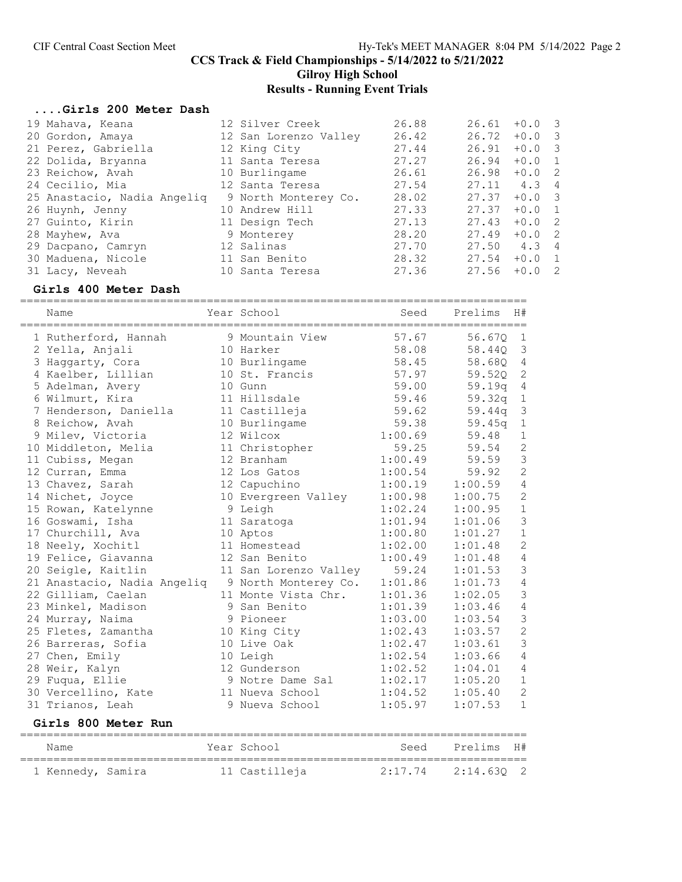# CCS Track & Field Championships - 5/14/2022 to 5/21/2022

## Gilroy High School

## Results - Running Event Trials

### ....Girls 200 Meter Dash

| | Name | Year | School | Seed | Prelims | Wind | H# |
|---|---|---|---|---|---|---|---|
| 19 | Mahava, Keana | 12 | Silver Creek | 26.88 | 26.61 | +0.0 | 3 |
| 20 | Gordon, Amaya | 12 | San Lorenzo Valley | 26.42 | 26.72 | +0.0 | 3 |
| 21 | Perez, Gabriella | 12 | King City | 27.44 | 26.91 | +0.0 | 3 |
| 22 | Dolida, Bryanna | 11 | Santa Teresa | 27.27 | 26.94 | +0.0 | 1 |
| 23 | Reichow, Avah | 10 | Burlingame | 26.61 | 26.98 | +0.0 | 2 |
| 24 | Cecilio, Mia | 12 | Santa Teresa | 27.54 | 27.11 | 4.3 | 4 |
| 25 | Anastacio, Nadia Angeliq | 9 | North Monterey Co. | 28.02 | 27.37 | +0.0 | 3 |
| 26 | Huynh, Jenny | 10 | Andrew Hill | 27.33 | 27.37 | +0.0 | 1 |
| 27 | Guinto, Kirin | 11 | Design Tech | 27.13 | 27.43 | +0.0 | 2 |
| 28 | Mayhew, Ava | 9 | Monterey | 28.20 | 27.49 | +0.0 | 2 |
| 29 | Dacpano, Camryn | 12 | Salinas | 27.70 | 27.50 | 4.3 | 4 |
| 30 | Maduena, Nicole | 11 | San Benito | 28.32 | 27.54 | +0.0 | 1 |
| 31 | Lacy, Neveah | 10 | Santa Teresa | 27.36 | 27.56 | +0.0 | 2 |

### Girls 400 Meter Dash

| | Name | Year | School | Seed | Prelims | H# |
|---|---|---|---|---|---|---|
| 1 | Rutherford, Hannah | 9 | Mountain View | 57.67 | 56.67Q | 1 |
| 2 | Yella, Anjali | 10 | Harker | 58.08 | 58.44Q | 3 |
| 3 | Haggarty, Cora | 10 | Burlingame | 58.45 | 58.68Q | 4 |
| 4 | Kaelber, Lillian | 10 | St. Francis | 57.97 | 59.52Q | 2 |
| 5 | Adelman, Avery | 10 | Gunn | 59.00 | 59.19q | 4 |
| 6 | Wilmurt, Kira | 11 | Hillsdale | 59.46 | 59.32q | 1 |
| 7 | Henderson, Daniella | 11 | Castilleja | 59.62 | 59.44q | 3 |
| 8 | Reichow, Avah | 10 | Burlingame | 59.38 | 59.45q | 1 |
| 9 | Milev, Victoria | 12 | Wilcox | 1:00.69 | 59.48 | 1 |
| 10 | Middleton, Melia | 11 | Christopher | 59.25 | 59.54 | 2 |
| 11 | Cubiss, Megan | 12 | Branham | 1:00.49 | 59.59 | 3 |
| 12 | Curran, Emma | 12 | Los Gatos | 1:00.54 | 59.92 | 2 |
| 13 | Chavez, Sarah | 12 | Capuchino | 1:00.19 | 1:00.59 | 4 |
| 14 | Nichet, Joyce | 10 | Evergreen Valley | 1:00.98 | 1:00.75 | 2 |
| 15 | Rowan, Katelynne | 9 | Leigh | 1:02.24 | 1:00.95 | 1 |
| 16 | Goswami, Isha | 11 | Saratoga | 1:01.94 | 1:01.06 | 3 |
| 17 | Churchill, Ava | 10 | Aptos | 1:00.80 | 1:01.27 | 1 |
| 18 | Neely, Xochitl | 11 | Homestead | 1:02.00 | 1:01.48 | 2 |
| 19 | Felice, Giavanna | 12 | San Benito | 1:00.49 | 1:01.48 | 4 |
| 20 | Seigle, Kaitlin | 11 | San Lorenzo Valley | 59.24 | 1:01.53 | 3 |
| 21 | Anastacio, Nadia Angeliq | 9 | North Monterey Co. | 1:01.86 | 1:01.73 | 4 |
| 22 | Gilliam, Caelan | 11 | Monte Vista Chr. | 1:01.36 | 1:02.05 | 3 |
| 23 | Minkel, Madison | 9 | San Benito | 1:01.39 | 1:03.46 | 4 |
| 24 | Murray, Naima | 9 | Pioneer | 1:03.00 | 1:03.54 | 3 |
| 25 | Fletes, Zamantha | 10 | King City | 1:02.43 | 1:03.57 | 2 |
| 26 | Barreras, Sofia | 10 | Live Oak | 1:02.47 | 1:03.61 | 3 |
| 27 | Chen, Emily | 10 | Leigh | 1:02.54 | 1:03.66 | 4 |
| 28 | Weir, Kalyn | 12 | Gunderson | 1:02.52 | 1:04.01 | 4 |
| 29 | Fuqua, Ellie | 9 | Notre Dame Sal | 1:02.17 | 1:05.20 | 1 |
| 30 | Vercellino, Kate | 11 | Nueva School | 1:04.52 | 1:05.40 | 2 |
| 31 | Trianos, Leah | 9 | Nueva School | 1:05.97 | 1:07.53 | 1 |

### Girls 800 Meter Run

| | Name | Year | School | Seed | Prelims | H# |
|---|---|---|---|---|---|---|
| 1 | Kennedy, Samira | 11 | Castilleja | 2:17.74 | 2:14.63Q | 2 |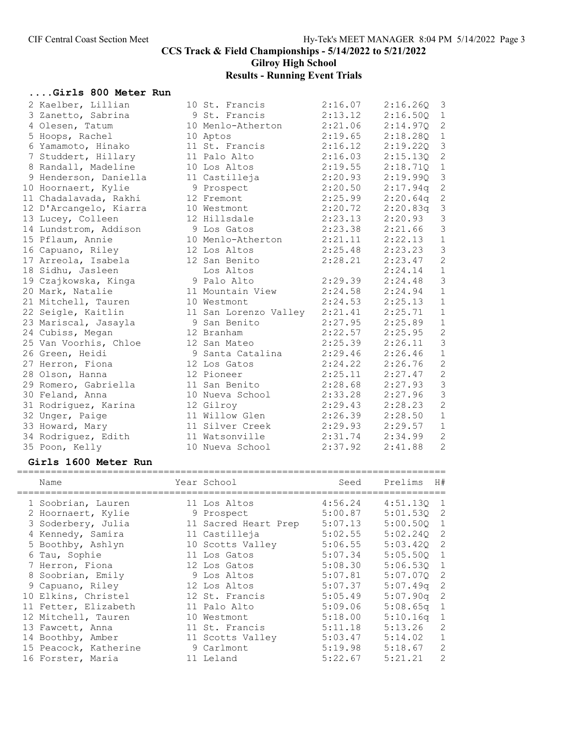# CCS Track & Field Championships - 5/14/2022 to 5/21/2022

## Gilroy High School

## Results - Running Event Trials

### ....Girls 800 Meter Run

| | Name | Year | School | Seed | Prelims | H# |
|---|---|---|---|---|---|---|
| 2 | Kaelber, Lillian | 10 | St. Francis | 2:16.07 | 2:16.26Q | 3 |
| 3 | Zanetto, Sabrina | 9 | St. Francis | 2:13.12 | 2:16.50Q | 1 |
| 4 | Olesen, Tatum | 10 | Menlo-Atherton | 2:21.06 | 2:14.97Q | 2 |
| 5 | Hoops, Rachel | 10 | Aptos | 2:19.65 | 2:18.28Q | 1 |
| 6 | Yamamoto, Hinako | 11 | St. Francis | 2:16.12 | 2:19.22Q | 3 |
| 7 | Studdert, Hillary | 11 | Palo Alto | 2:16.03 | 2:15.13Q | 2 |
| 8 | Randall, Madeline | 10 | Los Altos | 2:19.55 | 2:18.71Q | 1 |
| 9 | Henderson, Daniella | 11 | Castilleja | 2:20.93 | 2:19.99Q | 3 |
| 10 | Hoornaert, Kylie | 9 | Prospect | 2:20.50 | 2:17.94q | 2 |
| 11 | Chadalavada, Rakhi | 12 | Fremont | 2:25.99 | 2:20.64q | 2 |
| 12 | D'Arcangelo, Kiarra | 10 | Westmont | 2:20.72 | 2:20.83q | 3 |
| 13 | Lucey, Colleen | 12 | Hillsdale | 2:23.13 | 2:20.93 | 3 |
| 14 | Lundstrom, Addison | 9 | Los Gatos | 2:23.38 | 2:21.66 | 3 |
| 15 | Pflaum, Annie | 10 | Menlo-Atherton | 2:21.11 | 2:22.13 | 1 |
| 16 | Capuano, Riley | 12 | Los Altos | 2:25.48 | 2:23.23 | 3 |
| 17 | Arreola, Isabela | 12 | San Benito | 2:28.21 | 2:23.47 | 2 |
| 18 | Sidhu, Jasleen | | Los Altos | | 2:24.14 | 1 |
| 19 | Czajkowska, Kinga | 9 | Palo Alto | 2:29.39 | 2:24.48 | 3 |
| 20 | Mark, Natalie | 11 | Mountain View | 2:24.58 | 2:24.94 | 1 |
| 21 | Mitchell, Tauren | 10 | Westmont | 2:24.53 | 2:25.13 | 1 |
| 22 | Seigle, Kaitlin | 11 | San Lorenzo Valley | 2:21.41 | 2:25.71 | 1 |
| 23 | Mariscal, Jasayla | 9 | San Benito | 2:27.95 | 2:25.89 | 1 |
| 24 | Cubiss, Megan | 12 | Branham | 2:22.57 | 2:25.95 | 2 |
| 25 | Van Voorhis, Chloe | 12 | San Mateo | 2:25.39 | 2:26.11 | 3 |
| 26 | Green, Heidi | 9 | Santa Catalina | 2:29.46 | 2:26.46 | 1 |
| 27 | Herron, Fiona | 12 | Los Gatos | 2:24.22 | 2:26.76 | 2 |
| 28 | Olson, Hanna | 12 | Pioneer | 2:25.11 | 2:27.47 | 2 |
| 29 | Romero, Gabriella | 11 | San Benito | 2:28.68 | 2:27.93 | 3 |
| 30 | Feland, Anna | 10 | Nueva School | 2:33.28 | 2:27.96 | 3 |
| 31 | Rodriguez, Karina | 12 | Gilroy | 2:29.43 | 2:28.23 | 2 |
| 32 | Unger, Paige | 11 | Willow Glen | 2:26.39 | 2:28.50 | 1 |
| 33 | Howard, Mary | 11 | Silver Creek | 2:29.93 | 2:29.57 | 1 |
| 34 | Rodriguez, Edith | 11 | Watsonville | 2:31.74 | 2:34.99 | 2 |
| 35 | Poon, Kelly | 10 | Nueva School | 2:37.92 | 2:41.88 | 2 |

### Girls 1600 Meter Run

| | Name | Year | School | Seed | Prelims | H# |
|---|---|---|---|---|---|---|
| 1 | Soobrian, Lauren | 11 | Los Altos | 4:56.24 | 4:51.13Q | 1 |
| 2 | Hoornaert, Kylie | 9 | Prospect | 5:00.87 | 5:01.53Q | 2 |
| 3 | Soderbery, Julia | 11 | Sacred Heart Prep | 5:07.13 | 5:00.50Q | 1 |
| 4 | Kennedy, Samira | 11 | Castilleja | 5:02.55 | 5:02.24Q | 2 |
| 5 | Boothby, Ashlyn | 10 | Scotts Valley | 5:06.55 | 5:03.42Q | 2 |
| 6 | Tau, Sophie | 11 | Los Gatos | 5:07.34 | 5:05.50Q | 1 |
| 7 | Herron, Fiona | 12 | Los Gatos | 5:08.30 | 5:06.53Q | 1 |
| 8 | Soobrian, Emily | 9 | Los Altos | 5:07.81 | 5:07.07Q | 2 |
| 9 | Capuano, Riley | 12 | Los Altos | 5:07.37 | 5:07.49q | 2 |
| 10 | Elkins, Christel | 12 | St. Francis | 5:05.49 | 5:07.90q | 2 |
| 11 | Fetter, Elizabeth | 11 | Palo Alto | 5:09.06 | 5:08.65q | 1 |
| 12 | Mitchell, Tauren | 10 | Westmont | 5:18.00 | 5:10.16q | 1 |
| 13 | Fawcett, Anna | 11 | St. Francis | 5:11.18 | 5:13.26 | 2 |
| 14 | Boothby, Amber | 11 | Scotts Valley | 5:03.47 | 5:14.02 | 1 |
| 15 | Peacock, Katherine | 9 | Carlmont | 5:19.98 | 5:18.67 | 2 |
| 16 | Forster, Maria | 11 | Leland | 5:22.67 | 5:21.21 | 2 |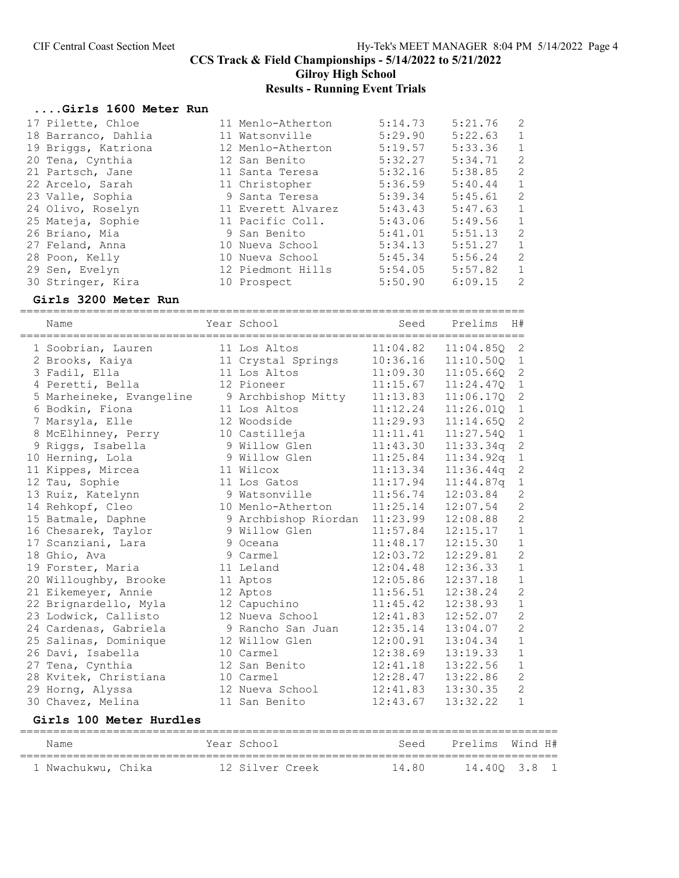# CCS Track & Field Championships - 5/14/2022 to 5/21/2022

## Gilroy High School

### Results - Running Event Trials

#### ....Girls 1600 Meter Run

| Place | Name | Year | School | Seed | Prelims | H# |
|---|---|---|---|---|---|---|
| 17 | Pilette, Chloe | 11 | Menlo-Atherton | 5:14.73 | 5:21.76 | 2 |
| 18 | Barranco, Dahlia | 11 | Watsonville | 5:29.90 | 5:22.63 | 1 |
| 19 | Briggs, Katriona | 12 | Menlo-Atherton | 5:19.57 | 5:33.36 | 1 |
| 20 | Tena, Cynthia | 12 | San Benito | 5:32.27 | 5:34.71 | 2 |
| 21 | Partsch, Jane | 11 | Santa Teresa | 5:32.16 | 5:38.85 | 2 |
| 22 | Arcelo, Sarah | 11 | Christopher | 5:36.59 | 5:40.44 | 1 |
| 23 | Valle, Sophia | 9 | Santa Teresa | 5:39.34 | 5:45.61 | 2 |
| 24 | Olivo, Roselyn | 11 | Everett Alvarez | 5:43.43 | 5:47.63 | 1 |
| 25 | Mateja, Sophie | 11 | Pacific Coll. | 5:43.06 | 5:49.56 | 1 |
| 26 | Briano, Mia | 9 | San Benito | 5:41.01 | 5:51.13 | 2 |
| 27 | Feland, Anna | 10 | Nueva School | 5:34.13 | 5:51.27 | 1 |
| 28 | Poon, Kelly | 10 | Nueva School | 5:45.34 | 5:56.24 | 2 |
| 29 | Sen, Evelyn | 12 | Piedmont Hills | 5:54.05 | 5:57.82 | 1 |
| 30 | Stringer, Kira | 10 | Prospect | 5:50.90 | 6:09.15 | 2 |

#### Girls 3200 Meter Run

| Place | Name | Year | School | Seed | Prelims | H# |
|---|---|---|---|---|---|---|
| 1 | Soobrian, Lauren | 11 | Los Altos | 11:04.82 | 11:04.85Q | 2 |
| 2 | Brooks, Kaiya | 11 | Crystal Springs | 10:36.16 | 11:10.50Q | 1 |
| 3 | Fadil, Ella | 11 | Los Altos | 11:09.30 | 11:05.66Q | 2 |
| 4 | Peretti, Bella | 12 | Pioneer | 11:15.67 | 11:24.47Q | 1 |
| 5 | Marheineke, Evangeline | 9 | Archbishop Mitty | 11:13.83 | 11:06.17Q | 2 |
| 6 | Bodkin, Fiona | 11 | Los Altos | 11:12.24 | 11:26.01Q | 1 |
| 7 | Marsyla, Elle | 12 | Woodside | 11:29.93 | 11:14.65Q | 2 |
| 8 | McElhinney, Perry | 10 | Castilleja | 11:11.41 | 11:27.54Q | 1 |
| 9 | Riggs, Isabella | 9 | Willow Glen | 11:43.30 | 11:33.34q | 2 |
| 10 | Herning, Lola | 9 | Willow Glen | 11:25.84 | 11:34.92q | 1 |
| 11 | Kippes, Mircea | 11 | Wilcox | 11:13.34 | 11:36.44q | 2 |
| 12 | Tau, Sophie | 11 | Los Gatos | 11:17.94 | 11:44.87q | 1 |
| 13 | Ruiz, Katelynn | 9 | Watsonville | 11:56.74 | 12:03.84 | 2 |
| 14 | Rehkopf, Cleo | 10 | Menlo-Atherton | 11:25.14 | 12:07.54 | 2 |
| 15 | Batmale, Daphne | 9 | Archbishop Riordan | 11:23.99 | 12:08.88 | 2 |
| 16 | Chesarek, Taylor | 9 | Willow Glen | 11:57.84 | 12:15.17 | 1 |
| 17 | Scanziani, Lara | 9 | Oceana | 11:48.17 | 12:15.30 | 1 |
| 18 | Ghio, Ava | 9 | Carmel | 12:03.72 | 12:29.81 | 2 |
| 19 | Forster, Maria | 11 | Leland | 12:04.48 | 12:36.33 | 1 |
| 20 | Willoughby, Brooke | 11 | Aptos | 12:05.86 | 12:37.18 | 1 |
| 21 | Eikemeyer, Annie | 12 | Aptos | 11:56.51 | 12:38.24 | 2 |
| 22 | Brignardello, Myla | 12 | Capuchino | 11:45.42 | 12:38.93 | 1 |
| 23 | Lodwick, Callisto | 12 | Nueva School | 12:41.83 | 12:52.07 | 2 |
| 24 | Cardenas, Gabriela | 9 | Rancho San Juan | 12:35.14 | 13:04.07 | 2 |
| 25 | Salinas, Dominique | 12 | Willow Glen | 12:00.91 | 13:04.34 | 1 |
| 26 | Davi, Isabella | 10 | Carmel | 12:38.69 | 13:19.33 | 1 |
| 27 | Tena, Cynthia | 12 | San Benito | 12:41.18 | 13:22.56 | 1 |
| 28 | Kvitek, Christiana | 10 | Carmel | 12:28.47 | 13:22.86 | 2 |
| 29 | Horng, Alyssa | 12 | Nueva School | 12:41.83 | 13:30.35 | 2 |
| 30 | Chavez, Melina | 11 | San Benito | 12:43.67 | 13:32.22 | 1 |

#### Girls 100 Meter Hurdles

| Place | Name | Year | School | Seed | Prelims | Wind | H# |
|---|---|---|---|---|---|---|---|
| 1 | Nwachukwu, Chika | 12 | Silver Creek | 14.80 | 14.40Q | 3.8 | 1 |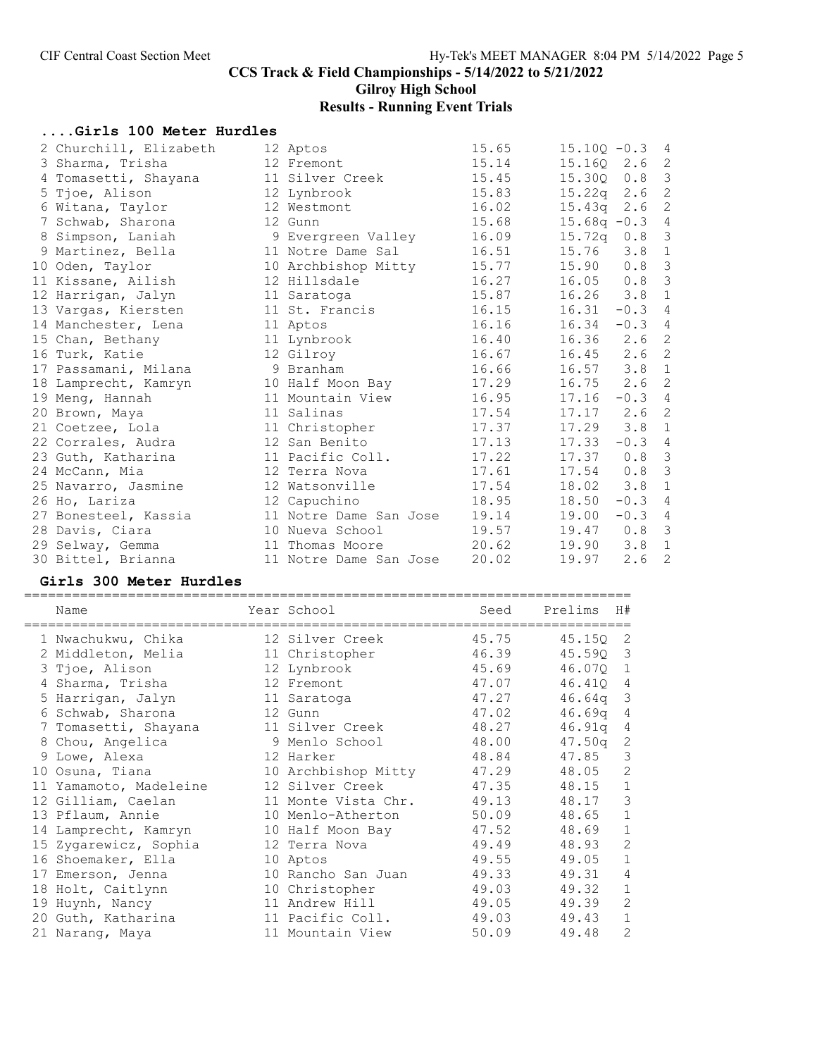# CCS Track & Field Championships - 5/14/2022 to 5/21/2022

## Gilroy High School

## Results - Running Event Trials

### ....Girls 100 Meter Hurdles

| Place | Name | Year | School | Seed | Prelims | Wind | H# |
|---|---|---|---|---|---|---|---|
| 2 | Churchill, Elizabeth | 12 | Aptos | 15.65 | 15.10Q | -0.3 | 4 |
| 3 | Sharma, Trisha | 12 | Fremont | 15.14 | 15.16Q | 2.6 | 2 |
| 4 | Tomasetti, Shayana | 11 | Silver Creek | 15.45 | 15.30Q | 0.8 | 3 |
| 5 | Tjoe, Alison | 12 | Lynbrook | 15.83 | 15.22q | 2.6 | 2 |
| 6 | Witana, Taylor | 12 | Westmont | 16.02 | 15.43q | 2.6 | 2 |
| 7 | Schwab, Sharona | 12 | Gunn | 15.68 | 15.68q | -0.3 | 4 |
| 8 | Simpson, Laniah | 9 | Evergreen Valley | 16.09 | 15.72q | 0.8 | 3 |
| 9 | Martinez, Bella | 11 | Notre Dame Sal | 16.51 | 15.76 | 3.8 | 1 |
| 10 | Oden, Taylor | 10 | Archbishop Mitty | 15.77 | 15.90 | 0.8 | 3 |
| 11 | Kissane, Ailish | 12 | Hillsdale | 16.27 | 16.05 | 0.8 | 3 |
| 12 | Harrigan, Jalyn | 11 | Saratoga | 15.87 | 16.26 | 3.8 | 1 |
| 13 | Vargas, Kiersten | 11 | St. Francis | 16.15 | 16.31 | -0.3 | 4 |
| 14 | Manchester, Lena | 11 | Aptos | 16.16 | 16.34 | -0.3 | 4 |
| 15 | Chan, Bethany | 11 | Lynbrook | 16.40 | 16.36 | 2.6 | 2 |
| 16 | Turk, Katie | 12 | Gilroy | 16.67 | 16.45 | 2.6 | 2 |
| 17 | Passamani, Milana | 9 | Branham | 16.66 | 16.57 | 3.8 | 1 |
| 18 | Lamprecht, Kamryn | 10 | Half Moon Bay | 17.29 | 16.75 | 2.6 | 2 |
| 19 | Meng, Hannah | 11 | Mountain View | 16.95 | 17.16 | -0.3 | 4 |
| 20 | Brown, Maya | 11 | Salinas | 17.54 | 17.17 | 2.6 | 2 |
| 21 | Coetzee, Lola | 11 | Christopher | 17.37 | 17.29 | 3.8 | 1 |
| 22 | Corrales, Audra | 12 | San Benito | 17.13 | 17.33 | -0.3 | 4 |
| 23 | Guth, Katharina | 11 | Pacific Coll. | 17.22 | 17.37 | 0.8 | 3 |
| 24 | McCann, Mia | 12 | Terra Nova | 17.61 | 17.54 | 0.8 | 3 |
| 25 | Navarro, Jasmine | 12 | Watsonville | 17.54 | 18.02 | 3.8 | 1 |
| 26 | Ho, Lariza | 12 | Capuchino | 18.95 | 18.50 | -0.3 | 4 |
| 27 | Bonesteel, Kassia | 11 | Notre Dame San Jose | 19.14 | 19.00 | -0.3 | 4 |
| 28 | Davis, Ciara | 10 | Nueva School | 19.57 | 19.47 | 0.8 | 3 |
| 29 | Selway, Gemma | 11 | Thomas Moore | 20.62 | 19.90 | 3.8 | 1 |
| 30 | Bittel, Brianna | 11 | Notre Dame San Jose | 20.02 | 19.97 | 2.6 | 2 |

### Girls 300 Meter Hurdles

| Place | Name | Year | School | Seed | Prelims | H# |
|---|---|---|---|---|---|---|
| 1 | Nwachukwu, Chika | 12 | Silver Creek | 45.75 | 45.15Q | 2 |
| 2 | Middleton, Melia | 11 | Christopher | 46.39 | 45.59Q | 3 |
| 3 | Tjoe, Alison | 12 | Lynbrook | 45.69 | 46.07Q | 1 |
| 4 | Sharma, Trisha | 12 | Fremont | 47.07 | 46.41Q | 4 |
| 5 | Harrigan, Jalyn | 11 | Saratoga | 47.27 | 46.64q | 3 |
| 6 | Schwab, Sharona | 12 | Gunn | 47.02 | 46.69q | 4 |
| 7 | Tomasetti, Shayana | 11 | Silver Creek | 48.27 | 46.91q | 4 |
| 8 | Chou, Angelica | 9 | Menlo School | 48.00 | 47.50q | 2 |
| 9 | Lowe, Alexa | 12 | Harker | 48.84 | 47.85 | 3 |
| 10 | Osuna, Tiana | 10 | Archbishop Mitty | 47.29 | 48.05 | 2 |
| 11 | Yamamoto, Madeleine | 12 | Silver Creek | 47.35 | 48.15 | 1 |
| 12 | Gilliam, Caelan | 11 | Monte Vista Chr. | 49.13 | 48.17 | 3 |
| 13 | Pflaum, Annie | 10 | Menlo-Atherton | 50.09 | 48.65 | 1 |
| 14 | Lamprecht, Kamryn | 10 | Half Moon Bay | 47.52 | 48.69 | 1 |
| 15 | Zygarewicz, Sophia | 12 | Terra Nova | 49.49 | 48.93 | 2 |
| 16 | Shoemaker, Ella | 10 | Aptos | 49.55 | 49.05 | 1 |
| 17 | Emerson, Jenna | 10 | Rancho San Juan | 49.33 | 49.31 | 4 |
| 18 | Holt, Caitlynn | 10 | Christopher | 49.03 | 49.32 | 1 |
| 19 | Huynh, Nancy | 11 | Andrew Hill | 49.05 | 49.39 | 2 |
| 20 | Guth, Katharina | 11 | Pacific Coll. | 49.03 | 49.43 | 1 |
| 21 | Narang, Maya | 11 | Mountain View | 50.09 | 49.48 | 2 |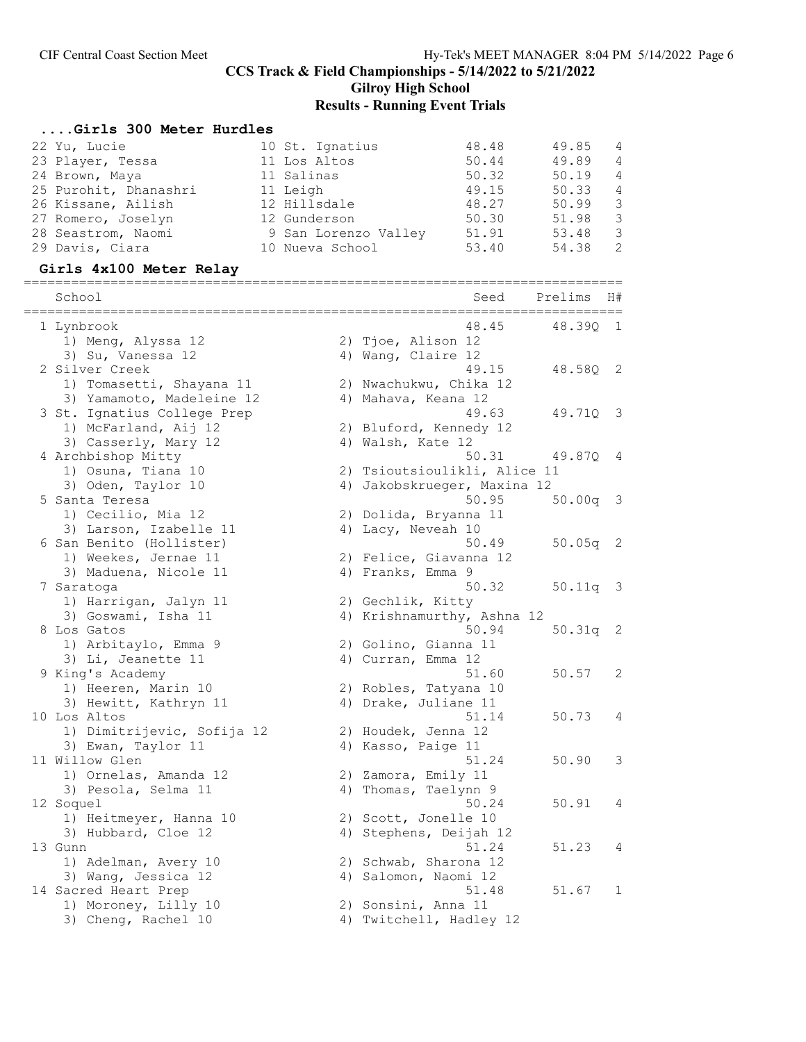## CCS Track & Field Championships - 5/14/2022 to 5/21/2022

### Gilroy High School

### Results - Running Event Trials

#### ....Girls 300 Meter Hurdles

| Place | Name | Yr | School | Seed | Prelims | H# |
|---|---|---|---|---|---|---|
| 22 | Yu, Lucie | 10 | St. Ignatius | 48.48 | 49.85 | 4 |
| 23 | Player, Tessa | 11 | Los Altos | 50.44 | 49.89 | 4 |
| 24 | Brown, Maya | 11 | Salinas | 50.32 | 50.19 | 4 |
| 25 | Purohit, Dhanashri | 11 | Leigh | 49.15 | 50.33 | 4 |
| 26 | Kissane, Ailish | 12 | Hillsdale | 48.27 | 50.99 | 3 |
| 27 | Romero, Joselyn | 12 | Gunderson | 50.30 | 51.98 | 3 |
| 28 | Seastrom, Naomi | 9 | San Lorenzo Valley | 51.91 | 53.48 | 3 |
| 29 | Davis, Ciara | 10 | Nueva School | 53.40 | 54.38 | 2 |

#### Girls 4x100 Meter Relay

| Place | School | Seed | Prelims | H# |
|---|---|---|---|---|
| 1 | Lynbrook | 48.45 | 48.39Q | 1 |
| | 1) Meng, Alyssa 12; 2) Tjoe, Alison 12; 3) Su, Vanessa 12; 4) Wang, Claire 12 | | | |
| 2 | Silver Creek | 49.15 | 48.58Q | 2 |
| | 1) Tomasetti, Shayana 11; 2) Nwachukwu, Chika 12; 3) Yamamoto, Madeleine 12; 4) Mahava, Keana 12 | | | |
| 3 | St. Ignatius College Prep | 49.63 | 49.71Q | 3 |
| | 1) McFarland, Aij 12; 2) Bluford, Kennedy 12; 3) Casserly, Mary 12; 4) Walsh, Kate 12 | | | |
| 4 | Archbishop Mitty | 50.31 | 49.87Q | 4 |
| | 1) Osuna, Tiana 10; 2) Tsioutsioulikli, Alice 11; 3) Oden, Taylor 10; 4) Jakobskrueger, Maxina 12 | | | |
| 5 | Santa Teresa | 50.95 | 50.00q | 3 |
| | 1) Cecilio, Mia 12; 2) Dolida, Bryanna 11; 3) Larson, Izabelle 11; 4) Lacy, Neveah 10 | | | |
| 6 | San Benito (Hollister) | 50.49 | 50.05q | 2 |
| | 1) Weekes, Jernae 11; 2) Felice, Giavanna 12; 3) Maduena, Nicole 11; 4) Franks, Emma 9 | | | |
| 7 | Saratoga | 50.32 | 50.11q | 3 |
| | 1) Harrigan, Jalyn 11; 2) Gechlik, Kitty; 3) Goswami, Isha 11; 4) Krishnamurthy, Ashna 12 | | | |
| 8 | Los Gatos | 50.94 | 50.31q | 2 |
| | 1) Arbitaylo, Emma 9; 2) Golino, Gianna 11; 3) Li, Jeanette 11; 4) Curran, Emma 12 | | | |
| 9 | King's Academy | 51.60 | 50.57 | 2 |
| | 1) Heeren, Marin 10; 2) Robles, Tatyana 10; 3) Hewitt, Kathryn 11; 4) Drake, Juliane 11 | | | |
| 10 | Los Altos | 51.14 | 50.73 | 4 |
| | 1) Dimitrijevic, Sofija 12; 2) Houdek, Jenna 12; 3) Ewan, Taylor 11; 4) Kasso, Paige 11 | | | |
| 11 | Willow Glen | 51.24 | 50.90 | 3 |
| | 1) Ornelas, Amanda 12; 2) Zamora, Emily 11; 3) Pesola, Selma 11; 4) Thomas, Taelynn 9 | | | |
| 12 | Soquel | 50.24 | 50.91 | 4 |
| | 1) Heitmeyer, Hanna 10; 2) Scott, Jonelle 10; 3) Hubbard, Cloe 12; 4) Stephens, Deijah 12 | | | |
| 13 | Gunn | 51.24 | 51.23 | 4 |
| | 1) Adelman, Avery 10; 2) Schwab, Sharona 12; 3) Wang, Jessica 12; 4) Salomon, Naomi 12 | | | |
| 14 | Sacred Heart Prep | 51.48 | 51.67 | 1 |
| | 1) Moroney, Lilly 10; 2) Sonsini, Anna 11; 3) Cheng, Rachel 10; 4) Twitchell, Hadley 12 | | | |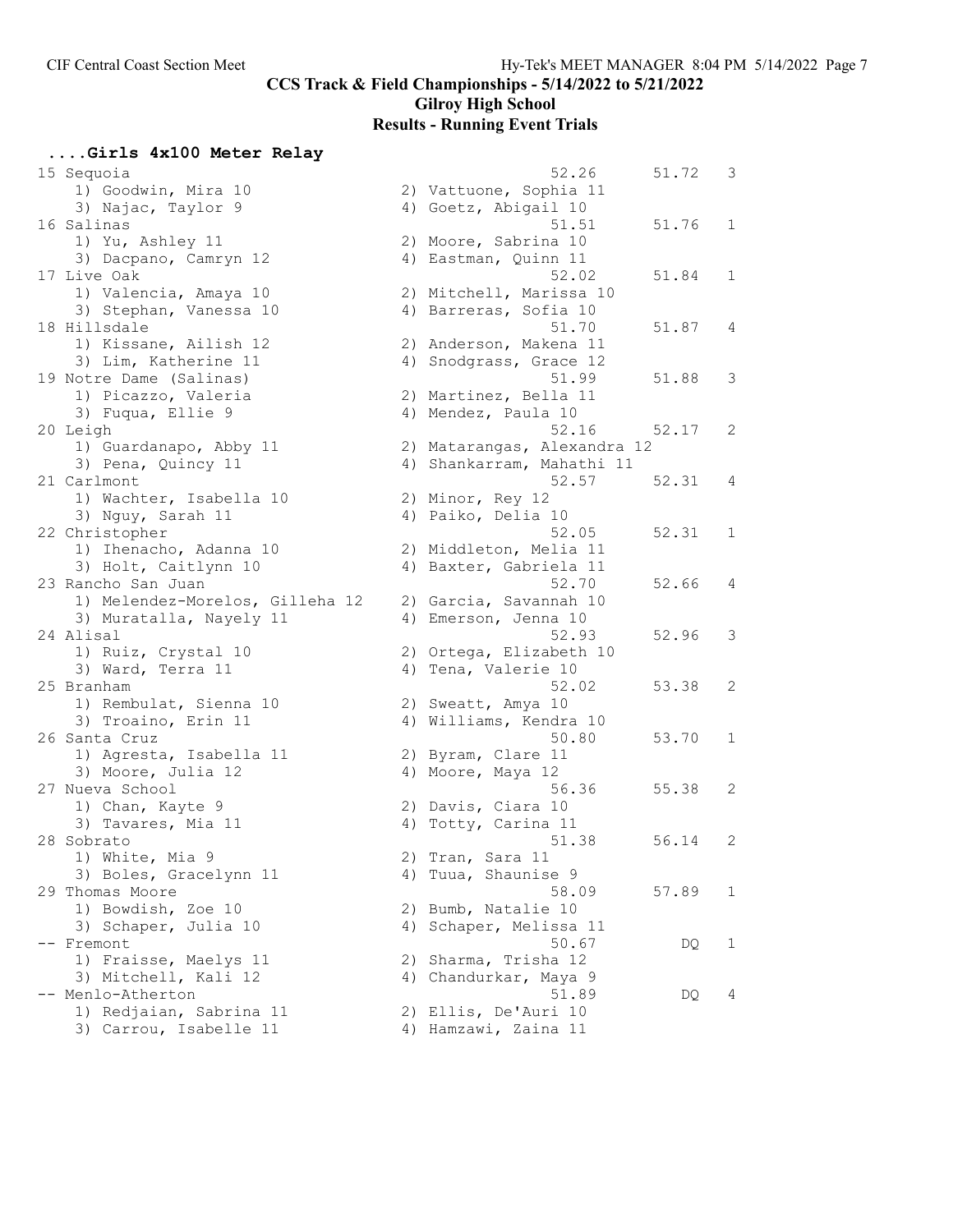# CCS Track & Field Championships - 5/14/2022 to 5/21/2022

## Gilroy High School

## Results - Running Event Trials

### ....Girls 4x100 Meter Relay

| Place | Team | Seed | Prelims | Heat |
|---|---|---|---|---|
| 15 | Sequoia | 52.26 | 51.72 | 3 |
| | 1) Goodwin, Mira 10 | 2) Vattuone, Sophia 11 | | |
| | 3) Najac, Taylor 9 | 4) Goetz, Abigail 10 | | |
| 16 | Salinas | 51.51 | 51.76 | 1 |
| | 1) Yu, Ashley 11 | 2) Moore, Sabrina 10 | | |
| | 3) Dacpano, Camryn 12 | 4) Eastman, Quinn 11 | | |
| 17 | Live Oak | 52.02 | 51.84 | 1 |
| | 1) Valencia, Amaya 10 | 2) Mitchell, Marissa 10 | | |
| | 3) Stephan, Vanessa 10 | 4) Barreras, Sofia 10 | | |
| 18 | Hillsdale | 51.70 | 51.87 | 4 |
| | 1) Kissane, Ailish 12 | 2) Anderson, Makena 11 | | |
| | 3) Lim, Katherine 11 | 4) Snodgrass, Grace 12 | | |
| 19 | Notre Dame (Salinas) | 51.99 | 51.88 | 3 |
| | 1) Picazzo, Valeria | 2) Martinez, Bella 11 | | |
| | 3) Fuqua, Ellie 9 | 4) Mendez, Paula 10 | | |
| 20 | Leigh | 52.16 | 52.17 | 2 |
| | 1) Guardanapo, Abby 11 | 2) Matarangas, Alexandra 12 | | |
| | 3) Pena, Quincy 11 | 4) Shankarram, Mahathi 11 | | |
| 21 | Carlmont | 52.57 | 52.31 | 4 |
| | 1) Wachter, Isabella 10 | 2) Minor, Rey 12 | | |
| | 3) Nguy, Sarah 11 | 4) Paiko, Delia 10 | | |
| 22 | Christopher | 52.05 | 52.31 | 1 |
| | 1) Ihenacho, Adanna 10 | 2) Middleton, Melia 11 | | |
| | 3) Holt, Caitlynn 10 | 4) Baxter, Gabriela 11 | | |
| 23 | Rancho San Juan | 52.70 | 52.66 | 4 |
| | 1) Melendez-Morelos, Gilleha 12 | 2) Garcia, Savannah 10 | | |
| | 3) Muratalla, Nayely 11 | 4) Emerson, Jenna 10 | | |
| 24 | Alisal | 52.93 | 52.96 | 3 |
| | 1) Ruiz, Crystal 10 | 2) Ortega, Elizabeth 10 | | |
| | 3) Ward, Terra 11 | 4) Tena, Valerie 10 | | |
| 25 | Branham | 52.02 | 53.38 | 2 |
| | 1) Rembulat, Sienna 10 | 2) Sweatt, Amya 10 | | |
| | 3) Troaino, Erin 11 | 4) Williams, Kendra 10 | | |
| 26 | Santa Cruz | 50.80 | 53.70 | 1 |
| | 1) Agresta, Isabella 11 | 2) Byram, Clare 11 | | |
| | 3) Moore, Julia 12 | 4) Moore, Maya 12 | | |
| 27 | Nueva School | 56.36 | 55.38 | 2 |
| | 1) Chan, Kayte 9 | 2) Davis, Ciara 10 | | |
| | 3) Tavares, Mia 11 | 4) Totty, Carina 11 | | |
| 28 | Sobrato | 51.38 | 56.14 | 2 |
| | 1) White, Mia 9 | 2) Tran, Sara 11 | | |
| | 3) Boles, Gracelynn 11 | 4) Tuua, Shaunise 9 | | |
| 29 | Thomas Moore | 58.09 | 57.89 | 1 |
| | 1) Bowdish, Zoe 10 | 2) Bumb, Natalie 10 | | |
| | 3) Schaper, Julia 10 | 4) Schaper, Melissa 11 | | |
| -- | Fremont | 50.67 | DQ | 1 |
| | 1) Fraisse, Maelys 11 | 2) Sharma, Trisha 12 | | |
| | 3) Mitchell, Kali 12 | 4) Chandurkar, Maya 9 | | |
| -- | Menlo-Atherton | 51.89 | DQ | 4 |
| | 1) Redjaian, Sabrina 11 | 2) Ellis, De'Auri 10 | | |
| | 3) Carrou, Isabelle 11 | 4) Hamzawi, Zaina 11 | | |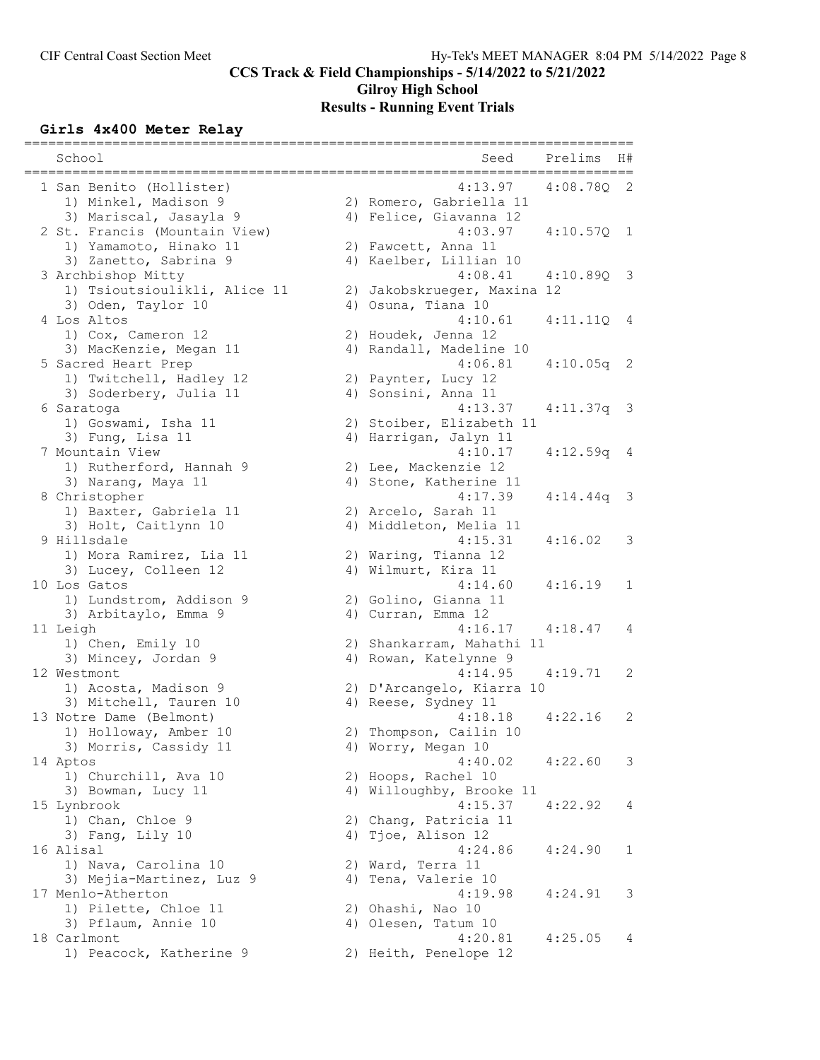## CCS Track & Field Championships - 5/14/2022 to 5/21/2022

### Gilroy High School

### Results - Running Event Trials

#### Girls 4x400 Meter Relay

| | School | Seed | Prelims | H# |
|---|---|---|---|---|
| 1 | San Benito (Hollister) | 4:13.97 | 4:08.78Q | 2 |
| | 1) Minkel, Madison 9; 2) Romero, Gabriella 11; 3) Mariscal, Jasayla 9; 4) Felice, Giavanna 12 | | | |
| 2 | St. Francis (Mountain View) | 4:03.97 | 4:10.57Q | 1 |
| | 1) Yamamoto, Hinako 11; 2) Fawcett, Anna 11; 3) Zanetto, Sabrina 9; 4) Kaelber, Lillian 10 | | | |
| 3 | Archbishop Mitty | 4:08.41 | 4:10.89Q | 3 |
| | 1) Tsioutsioulikli, Alice 11; 2) Jakobskrueger, Maxina 12; 3) Oden, Taylor 10; 4) Osuna, Tiana 10 | | | |
| 4 | Los Altos | 4:10.61 | 4:11.11Q | 4 |
| | 1) Cox, Cameron 12; 2) Houdek, Jenna 12; 3) MacKenzie, Megan 11; 4) Randall, Madeline 10 | | | |
| 5 | Sacred Heart Prep | 4:06.81 | 4:10.05q | 2 |
| | 1) Twitchell, Hadley 12; 2) Paynter, Lucy 12; 3) Soderbery, Julia 11; 4) Sonsini, Anna 11 | | | |
| 6 | Saratoga | 4:13.37 | 4:11.37q | 3 |
| | 1) Goswami, Isha 11; 2) Stoiber, Elizabeth 11; 3) Fung, Lisa 11; 4) Harrigan, Jalyn 11 | | | |
| 7 | Mountain View | 4:10.17 | 4:12.59q | 4 |
| | 1) Rutherford, Hannah 9; 2) Lee, Mackenzie 12; 3) Narang, Maya 11; 4) Stone, Katherine 11 | | | |
| 8 | Christopher | 4:17.39 | 4:14.44q | 3 |
| | 1) Baxter, Gabriela 11; 2) Arcelo, Sarah 11; 3) Holt, Caitlynn 10; 4) Middleton, Melia 11 | | | |
| 9 | Hillsdale | 4:15.31 | 4:16.02 | 3 |
| | 1) Mora Ramirez, Lia 11; 2) Waring, Tianna 12; 3) Lucey, Colleen 12; 4) Wilmurt, Kira 11 | | | |
| 10 | Los Gatos | 4:14.60 | 4:16.19 | 1 |
| | 1) Lundstrom, Addison 9; 2) Golino, Gianna 11; 3) Arbitaylo, Emma 9; 4) Curran, Emma 12 | | | |
| 11 | Leigh | 4:16.17 | 4:18.47 | 4 |
| | 1) Chen, Emily 10; 2) Shankarram, Mahathi 11; 3) Mincey, Jordan 9; 4) Rowan, Katelynne 9 | | | |
| 12 | Westmont | 4:14.95 | 4:19.71 | 2 |
| | 1) Acosta, Madison 9; 2) D'Arcangelo, Kiarra 10; 3) Mitchell, Tauren 10; 4) Reese, Sydney 11 | | | |
| 13 | Notre Dame (Belmont) | 4:18.18 | 4:22.16 | 2 |
| | 1) Holloway, Amber 10; 2) Thompson, Cailin 10; 3) Morris, Cassidy 11; 4) Worry, Megan 10 | | | |
| 14 | Aptos | 4:40.02 | 4:22.60 | 3 |
| | 1) Churchill, Ava 10; 2) Hoops, Rachel 10; 3) Bowman, Lucy 11; 4) Willoughby, Brooke 11 | | | |
| 15 | Lynbrook | 4:15.37 | 4:22.92 | 4 |
| | 1) Chan, Chloe 9; 2) Chang, Patricia 11; 3) Fang, Lily 10; 4) Tjoe, Alison 12 | | | |
| 16 | Alisal | 4:24.86 | 4:24.90 | 1 |
| | 1) Nava, Carolina 10; 2) Ward, Terra 11; 3) Mejia-Martinez, Luz 9; 4) Tena, Valerie 10 | | | |
| 17 | Menlo-Atherton | 4:19.98 | 4:24.91 | 3 |
| | 1) Pilette, Chloe 11; 2) Ohashi, Nao 10; 3) Pflaum, Annie 10; 4) Olesen, Tatum 10 | | | |
| 18 | Carlmont | 4:20.81 | 4:25.05 | 4 |
| | 1) Peacock, Katherine 9; 2) Heith, Penelope 12 | | | |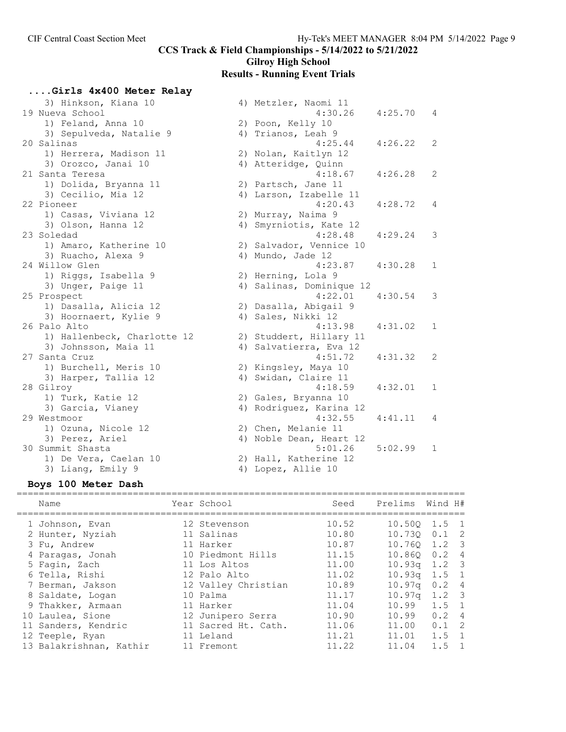CIF Central Coast Section Meet — CCS Track & Field Championships - 5/14/2022 to 5/21/2022

Gilroy High School

Results - Running Event Trials

### ....Girls 4x400 Meter Relay

| Place | Team | Seed | Prelims | H# |
|---|---|---|---|---|
| | 3) Hinkson, Kiana 10 — 4) Metzler, Naomi 11 | | | |
| 19 | Nueva School | 4:30.26 | 4:25.70 | 4 |
| | 1) Feland, Anna 10 — 2) Poon, Kelly 10 — 3) Sepulveda, Natalie 9 — 4) Trianos, Leah 9 | | | |
| 20 | Salinas | 4:25.44 | 4:26.22 | 2 |
| | 1) Herrera, Madison 11 — 2) Nolan, Kaitlyn 12 — 3) Orozco, Janai 10 — 4) Atteridge, Quinn | | | |
| 21 | Santa Teresa | 4:18.67 | 4:26.28 | 2 |
| | 1) Dolida, Bryanna 11 — 2) Partsch, Jane 11 — 3) Cecilio, Mia 12 — 4) Larson, Izabelle 11 | | | |
| 22 | Pioneer | 4:20.43 | 4:28.72 | 4 |
| | 1) Casas, Viviana 12 — 2) Murray, Naima 9 — 3) Olson, Hanna 12 — 4) Smyrniotis, Kate 12 | | | |
| 23 | Soledad | 4:28.48 | 4:29.24 | 3 |
| | 1) Amaro, Katherine 10 — 2) Salvador, Vennice 10 — 3) Ruacho, Alexa 9 — 4) Mundo, Jade 12 | | | |
| 24 | Willow Glen | 4:23.87 | 4:30.28 | 1 |
| | 1) Riggs, Isabella 9 — 2) Herning, Lola 9 — 3) Unger, Paige 11 — 4) Salinas, Dominique 12 | | | |
| 25 | Prospect | 4:22.01 | 4:30.54 | 3 |
| | 1) Dasalla, Alicia 12 — 2) Dasalla, Abigail 9 — 3) Hoornaert, Kylie 9 — 4) Sales, Nikki 12 | | | |
| 26 | Palo Alto | 4:13.98 | 4:31.02 | 1 |
| | 1) Hallenbeck, Charlotte 12 — 2) Studdert, Hillary 11 — 3) Johnsson, Maia 11 — 4) Salvatierra, Eva 12 | | | |
| 27 | Santa Cruz | 4:51.72 | 4:31.32 | 2 |
| | 1) Burchell, Meris 10 — 2) Kingsley, Maya 10 — 3) Harper, Tallia 12 — 4) Swidan, Claire 11 | | | |
| 28 | Gilroy | 4:18.59 | 4:32.01 | 1 |
| | 1) Turk, Katie 12 — 2) Gales, Bryanna 10 — 3) Garcia, Vianey — 4) Rodriguez, Karina 12 | | | |
| 29 | Westmoor | 4:32.55 | 4:41.11 | 4 |
| | 1) Ozuna, Nicole 12 — 2) Chen, Melanie 11 — 3) Perez, Ariel — 4) Noble Dean, Heart 12 | | | |
| 30 | Summit Shasta | 5:01.26 | 5:02.99 | 1 |
| | 1) De Vera, Caelan 10 — 2) Hall, Katherine 12 — 3) Liang, Emily 9 — 4) Lopez, Allie 10 | | | |

### Boys 100 Meter Dash

| | Name | Year | School | Seed | Prelims | Wind | H# |
|---|---|---|---|---|---|---|---|
| 1 | Johnson, Evan | 12 | Stevenson | 10.52 | 10.50Q | 1.5 | 1 |
| 2 | Hunter, Nyziah | 11 | Salinas | 10.80 | 10.73Q | 0.1 | 2 |
| 3 | Fu, Andrew | 11 | Harker | 10.87 | 10.76Q | 1.2 | 3 |
| 4 | Paragas, Jonah | 10 | Piedmont Hills | 11.15 | 10.86Q | 0.2 | 4 |
| 5 | Fagin, Zach | 11 | Los Altos | 11.00 | 10.93q | 1.2 | 3 |
| 6 | Tella, Rishi | 12 | Palo Alto | 11.02 | 10.93q | 1.5 | 1 |
| 7 | Berman, Jakson | 12 | Valley Christian | 10.89 | 10.97q | 0.2 | 4 |
| 8 | Saldate, Logan | 10 | Palma | 11.17 | 10.97q | 1.2 | 3 |
| 9 | Thakker, Armaan | 11 | Harker | 11.04 | 10.99 | 1.5 | 1 |
| 10 | Laulea, Sione | 12 | Junipero Serra | 10.90 | 10.99 | 0.2 | 4 |
| 11 | Sanders, Kendric | 11 | Sacred Ht. Cath. | 11.06 | 11.00 | 0.1 | 2 |
| 12 | Teeple, Ryan | 11 | Leland | 11.21 | 11.01 | 1.5 | 1 |
| 13 | Balakrishnan, Kathir | 11 | Fremont | 11.22 | 11.04 | 1.5 | 1 |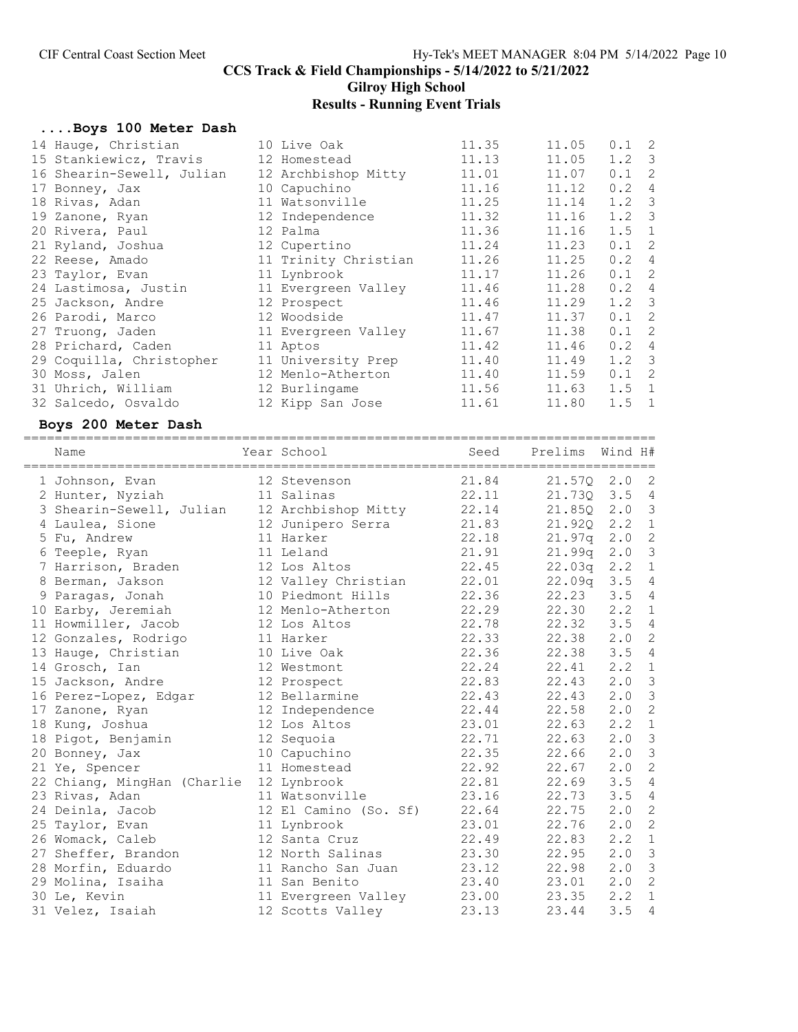# CCS Track & Field Championships - 5/14/2022 to 5/21/2022

## Gilroy High School

## Results - Running Event Trials

### ....Boys 100 Meter Dash

| Place | Name | Year | School | Seed | Prelims | Wind | H# |
|---|---|---|---|---|---|---|---|
| 14 | Hauge, Christian | 10 | Live Oak | 11.35 | 11.05 | 0.1 | 2 |
| 15 | Stankiewicz, Travis | 12 | Homestead | 11.13 | 11.05 | 1.2 | 3 |
| 16 | Shearin-Sewell, Julian | 12 | Archbishop Mitty | 11.01 | 11.07 | 0.1 | 2 |
| 17 | Bonney, Jax | 10 | Capuchino | 11.16 | 11.12 | 0.2 | 4 |
| 18 | Rivas, Adan | 11 | Watsonville | 11.25 | 11.14 | 1.2 | 3 |
| 19 | Zanone, Ryan | 12 | Independence | 11.32 | 11.16 | 1.2 | 3 |
| 20 | Rivera, Paul | 12 | Palma | 11.36 | 11.16 | 1.5 | 1 |
| 21 | Ryland, Joshua | 12 | Cupertino | 11.24 | 11.23 | 0.1 | 2 |
| 22 | Reese, Amado | 11 | Trinity Christian | 11.26 | 11.25 | 0.2 | 4 |
| 23 | Taylor, Evan | 11 | Lynbrook | 11.17 | 11.26 | 0.1 | 2 |
| 24 | Lastimosa, Justin | 11 | Evergreen Valley | 11.46 | 11.28 | 0.2 | 4 |
| 25 | Jackson, Andre | 12 | Prospect | 11.46 | 11.29 | 1.2 | 3 |
| 26 | Parodi, Marco | 12 | Woodside | 11.47 | 11.37 | 0.1 | 2 |
| 27 | Truong, Jaden | 11 | Evergreen Valley | 11.67 | 11.38 | 0.1 | 2 |
| 28 | Prichard, Caden | 11 | Aptos | 11.42 | 11.46 | 0.2 | 4 |
| 29 | Coquilla, Christopher | 11 | University Prep | 11.40 | 11.49 | 1.2 | 3 |
| 30 | Moss, Jalen | 12 | Menlo-Atherton | 11.40 | 11.59 | 0.1 | 2 |
| 31 | Uhrich, William | 12 | Burlingame | 11.56 | 11.63 | 1.5 | 1 |
| 32 | Salcedo, Osvaldo | 12 | Kipp San Jose | 11.61 | 11.80 | 1.5 | 1 |

### Boys 200 Meter Dash

| Place | Name | Year | School | Seed | Prelims | Wind | H# |
|---|---|---|---|---|---|---|---|
| 1 | Johnson, Evan | 12 | Stevenson | 21.84 | 21.57Q | 2.0 | 2 |
| 2 | Hunter, Nyziah | 11 | Salinas | 22.11 | 21.73Q | 3.5 | 4 |
| 3 | Shearin-Sewell, Julian | 12 | Archbishop Mitty | 22.14 | 21.85Q | 2.0 | 3 |
| 4 | Laulea, Sione | 12 | Junipero Serra | 21.83 | 21.92Q | 2.2 | 1 |
| 5 | Fu, Andrew | 11 | Harker | 22.18 | 21.97q | 2.0 | 2 |
| 6 | Teeple, Ryan | 11 | Leland | 21.91 | 21.99q | 2.0 | 3 |
| 7 | Harrison, Braden | 12 | Los Altos | 22.45 | 22.03q | 2.2 | 1 |
| 8 | Berman, Jakson | 12 | Valley Christian | 22.01 | 22.09q | 3.5 | 4 |
| 9 | Paragas, Jonah | 10 | Piedmont Hills | 22.36 | 22.23 | 3.5 | 4 |
| 10 | Earby, Jeremiah | 12 | Menlo-Atherton | 22.29 | 22.30 | 2.2 | 1 |
| 11 | Howmiller, Jacob | 12 | Los Altos | 22.78 | 22.32 | 3.5 | 4 |
| 12 | Gonzales, Rodrigo | 11 | Harker | 22.33 | 22.38 | 2.0 | 2 |
| 13 | Hauge, Christian | 10 | Live Oak | 22.36 | 22.38 | 3.5 | 4 |
| 14 | Grosch, Ian | 12 | Westmont | 22.24 | 22.41 | 2.2 | 1 |
| 15 | Jackson, Andre | 12 | Prospect | 22.83 | 22.43 | 2.0 | 3 |
| 16 | Perez-Lopez, Edgar | 12 | Bellarmine | 22.43 | 22.43 | 2.0 | 3 |
| 17 | Zanone, Ryan | 12 | Independence | 22.44 | 22.58 | 2.0 | 2 |
| 18 | Kung, Joshua | 12 | Los Altos | 23.01 | 22.63 | 2.2 | 1 |
| 18 | Pigot, Benjamin | 12 | Sequoia | 22.71 | 22.63 | 2.0 | 3 |
| 20 | Bonney, Jax | 10 | Capuchino | 22.35 | 22.66 | 2.0 | 3 |
| 21 | Ye, Spencer | 11 | Homestead | 22.92 | 22.67 | 2.0 | 2 |
| 22 | Chiang, MingHan (Charlie | 12 | Lynbrook | 22.81 | 22.69 | 3.5 | 4 |
| 23 | Rivas, Adan | 11 | Watsonville | 23.16 | 22.73 | 3.5 | 4 |
| 24 | Deinla, Jacob | 12 | El Camino (So. Sf) | 22.64 | 22.75 | 2.0 | 2 |
| 25 | Taylor, Evan | 11 | Lynbrook | 23.01 | 22.76 | 2.0 | 2 |
| 26 | Womack, Caleb | 12 | Santa Cruz | 22.49 | 22.83 | 2.2 | 1 |
| 27 | Sheffer, Brandon | 12 | North Salinas | 23.30 | 22.95 | 2.0 | 3 |
| 28 | Morfin, Eduardo | 11 | Rancho San Juan | 23.12 | 22.98 | 2.0 | 3 |
| 29 | Molina, Isaiha | 11 | San Benito | 23.40 | 23.01 | 2.0 | 2 |
| 30 | Le, Kevin | 11 | Evergreen Valley | 23.00 | 23.35 | 2.2 | 1 |
| 31 | Velez, Isaiah | 12 | Scotts Valley | 23.13 | 23.44 | 3.5 | 4 |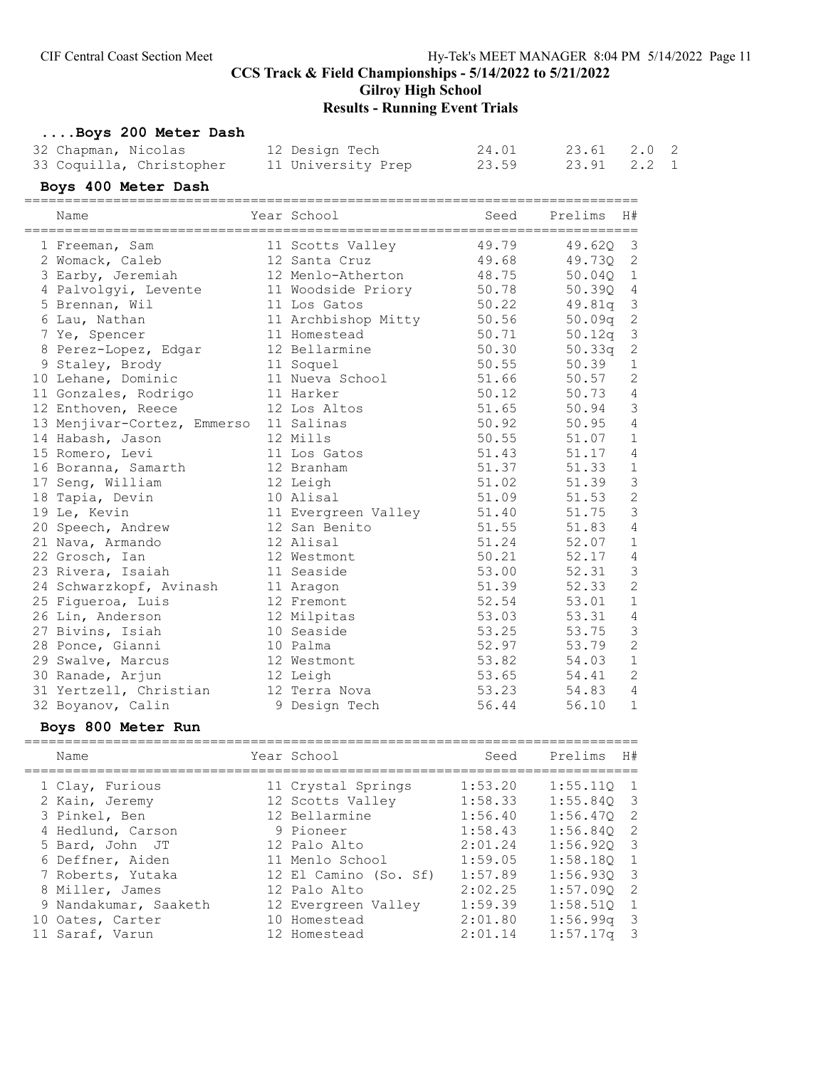# CCS Track & Field Championships - 5/14/2022 to 5/21/2022

## Gilroy High School

## Results - Running Event Trials

### ....Boys 200 Meter Dash

| | Name | Year | School | Seed | Prelims | Wind | H# |
|---|---|---|---|---|---|---|---|
| 32 | Chapman, Nicolas | 12 | Design Tech | 24.01 | 23.61 | 2.0 | 2 |
| 33 | Coquilla, Christopher | 11 | University Prep | 23.59 | 23.91 | 2.2 | 1 |

### Boys 400 Meter Dash

| | Name | Year | School | Seed | Prelims | H# |
|---|---|---|---|---|---|---|
| 1 | Freeman, Sam | 11 | Scotts Valley | 49.79 | 49.62Q | 3 |
| 2 | Womack, Caleb | 12 | Santa Cruz | 49.68 | 49.73Q | 2 |
| 3 | Earby, Jeremiah | 12 | Menlo-Atherton | 48.75 | 50.04Q | 1 |
| 4 | Palvolgyi, Levente | 11 | Woodside Priory | 50.78 | 50.39Q | 4 |
| 5 | Brennan, Wil | 11 | Los Gatos | 50.22 | 49.81q | 3 |
| 6 | Lau, Nathan | 11 | Archbishop Mitty | 50.56 | 50.09q | 2 |
| 7 | Ye, Spencer | 11 | Homestead | 50.71 | 50.12q | 3 |
| 8 | Perez-Lopez, Edgar | 12 | Bellarmine | 50.30 | 50.33q | 2 |
| 9 | Staley, Brody | 11 | Soquel | 50.55 | 50.39 | 1 |
| 10 | Lehane, Dominic | 11 | Nueva School | 51.66 | 50.57 | 2 |
| 11 | Gonzales, Rodrigo | 11 | Harker | 50.12 | 50.73 | 4 |
| 12 | Enthoven, Reece | 12 | Los Altos | 51.65 | 50.94 | 3 |
| 13 | Menjivar-Cortez, Emmerso | 11 | Salinas | 50.92 | 50.95 | 4 |
| 14 | Habash, Jason | 12 | Mills | 50.55 | 51.07 | 1 |
| 15 | Romero, Levi | 11 | Los Gatos | 51.43 | 51.17 | 4 |
| 16 | Boranna, Samarth | 12 | Branham | 51.37 | 51.33 | 1 |
| 17 | Seng, William | 12 | Leigh | 51.02 | 51.39 | 3 |
| 18 | Tapia, Devin | 10 | Alisal | 51.09 | 51.53 | 2 |
| 19 | Le, Kevin | 11 | Evergreen Valley | 51.40 | 51.75 | 3 |
| 20 | Speech, Andrew | 12 | San Benito | 51.55 | 51.83 | 4 |
| 21 | Nava, Armando | 12 | Alisal | 51.24 | 52.07 | 1 |
| 22 | Grosch, Ian | 12 | Westmont | 50.21 | 52.17 | 4 |
| 23 | Rivera, Isaiah | 11 | Seaside | 53.00 | 52.31 | 3 |
| 24 | Schwarzkopf, Avinash | 11 | Aragon | 51.39 | 52.33 | 2 |
| 25 | Figueroa, Luis | 12 | Fremont | 52.54 | 53.01 | 1 |
| 26 | Lin, Anderson | 12 | Milpitas | 53.03 | 53.31 | 4 |
| 27 | Bivins, Isiah | 10 | Seaside | 53.25 | 53.75 | 3 |
| 28 | Ponce, Gianni | 10 | Palma | 52.97 | 53.79 | 2 |
| 29 | Swalve, Marcus | 12 | Westmont | 53.82 | 54.03 | 1 |
| 30 | Ranade, Arjun | 12 | Leigh | 53.65 | 54.41 | 2 |
| 31 | Yertzell, Christian | 12 | Terra Nova | 53.23 | 54.83 | 4 |
| 32 | Boyanov, Calin | 9 | Design Tech | 56.44 | 56.10 | 1 |

### Boys 800 Meter Run

| | Name | Year | School | Seed | Prelims | H# |
|---|---|---|---|---|---|---|
| 1 | Clay, Furious | 11 | Crystal Springs | 1:53.20 | 1:55.11Q | 1 |
| 2 | Kain, Jeremy | 12 | Scotts Valley | 1:58.33 | 1:55.84Q | 3 |
| 3 | Pinkel, Ben | 12 | Bellarmine | 1:56.40 | 1:56.47Q | 2 |
| 4 | Hedlund, Carson | 9 | Pioneer | 1:58.43 | 1:56.84Q | 2 |
| 5 | Bard, John JT | 12 | Palo Alto | 2:01.24 | 1:56.92Q | 3 |
| 6 | Deffner, Aiden | 11 | Menlo School | 1:59.05 | 1:58.18Q | 1 |
| 7 | Roberts, Yutaka | 12 | El Camino (So. Sf) | 1:57.89 | 1:56.93Q | 3 |
| 8 | Miller, James | 12 | Palo Alto | 2:02.25 | 1:57.09Q | 2 |
| 9 | Nandakumar, Saaketh | 12 | Evergreen Valley | 1:59.39 | 1:58.51Q | 1 |
| 10 | Oates, Carter | 10 | Homestead | 2:01.80 | 1:56.99q | 3 |
| 11 | Saraf, Varun | 12 | Homestead | 2:01.14 | 1:57.17q | 3 |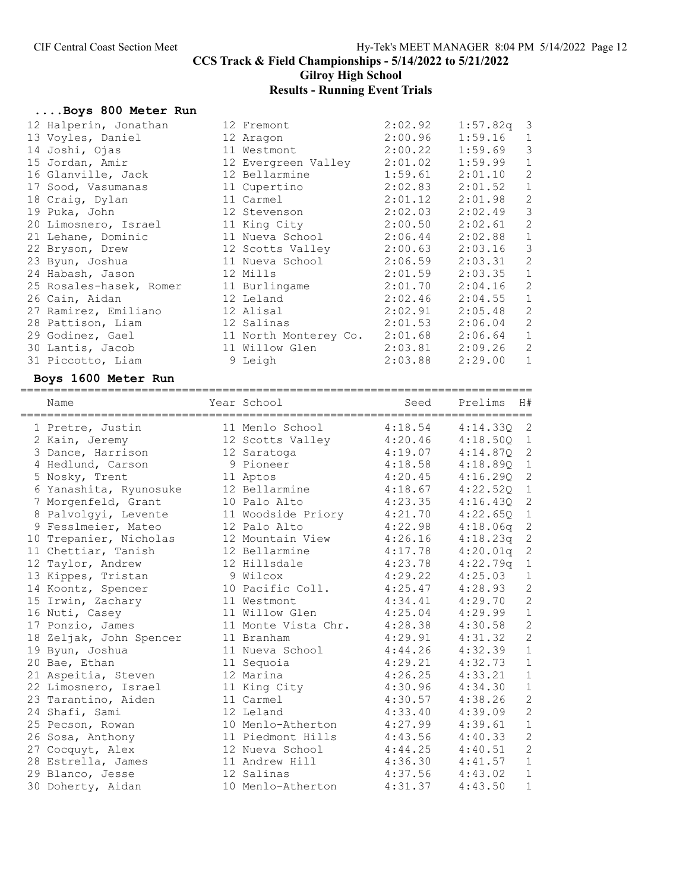# CCS Track & Field Championships - 5/14/2022 to 5/21/2022

## Gilroy High School

## Results - Running Event Trials

### ....Boys 800 Meter Run

| Name | Year | School | Seed | Prelims | H# |
|---|---|---|---|---|---|
| 12 Halperin, Jonathan | 12 | Fremont | 2:02.92 | 1:57.82q | 3 |
| 13 Voyles, Daniel | 12 | Aragon | 2:00.96 | 1:59.16 | 1 |
| 14 Joshi, Ojas | 11 | Westmont | 2:00.22 | 1:59.69 | 3 |
| 15 Jordan, Amir | 12 | Evergreen Valley | 2:01.02 | 1:59.99 | 1 |
| 16 Glanville, Jack | 12 | Bellarmine | 1:59.61 | 2:01.10 | 2 |
| 17 Sood, Vasumanas | 11 | Cupertino | 2:02.83 | 2:01.52 | 1 |
| 18 Craig, Dylan | 11 | Carmel | 2:01.12 | 2:01.98 | 2 |
| 19 Puka, John | 12 | Stevenson | 2:02.03 | 2:02.49 | 3 |
| 20 Limosnero, Israel | 11 | King City | 2:00.50 | 2:02.61 | 2 |
| 21 Lehane, Dominic | 11 | Nueva School | 2:06.44 | 2:02.88 | 1 |
| 22 Bryson, Drew | 12 | Scotts Valley | 2:00.63 | 2:03.16 | 3 |
| 23 Byun, Joshua | 11 | Nueva School | 2:06.59 | 2:03.31 | 2 |
| 24 Habash, Jason | 12 | Mills | 2:01.59 | 2:03.35 | 1 |
| 25 Rosales-hasek, Romer | 11 | Burlingame | 2:01.70 | 2:04.16 | 2 |
| 26 Cain, Aidan | 12 | Leland | 2:02.46 | 2:04.55 | 1 |
| 27 Ramirez, Emiliano | 12 | Alisal | 2:02.91 | 2:05.48 | 2 |
| 28 Pattison, Liam | 12 | Salinas | 2:01.53 | 2:06.04 | 2 |
| 29 Godinez, Gael | 11 | North Monterey Co. | 2:01.68 | 2:06.64 | 1 |
| 30 Lantis, Jacob | 11 | Willow Glen | 2:03.81 | 2:09.26 | 2 |
| 31 Piccotto, Liam | 9 | Leigh | 2:03.88 | 2:29.00 | 1 |

### Boys 1600 Meter Run

| Name | Year | School | Seed | Prelims | H# |
|---|---|---|---|---|---|
| 1 Pretre, Justin | 11 | Menlo School | 4:18.54 | 4:14.33Q | 2 |
| 2 Kain, Jeremy | 12 | Scotts Valley | 4:20.46 | 4:18.50Q | 1 |
| 3 Dance, Harrison | 12 | Saratoga | 4:19.07 | 4:14.87Q | 2 |
| 4 Hedlund, Carson | 9 | Pioneer | 4:18.58 | 4:18.89Q | 1 |
| 5 Nosky, Trent | 11 | Aptos | 4:20.45 | 4:16.29Q | 2 |
| 6 Yanashita, Ryunosuke | 12 | Bellarmine | 4:18.67 | 4:22.52Q | 1 |
| 7 Morgenfeld, Grant | 10 | Palo Alto | 4:23.35 | 4:16.43Q | 2 |
| 8 Palvolgyi, Levente | 11 | Woodside Priory | 4:21.70 | 4:22.65Q | 1 |
| 9 Fesslmeier, Mateo | 12 | Palo Alto | 4:22.98 | 4:18.06q | 2 |
| 10 Trepanier, Nicholas | 12 | Mountain View | 4:26.16 | 4:18.23q | 2 |
| 11 Chettiar, Tanish | 12 | Bellarmine | 4:17.78 | 4:20.01q | 2 |
| 12 Taylor, Andrew | 12 | Hillsdale | 4:23.78 | 4:22.79q | 1 |
| 13 Kippes, Tristan | 9 | Wilcox | 4:29.22 | 4:25.03 | 1 |
| 14 Koontz, Spencer | 10 | Pacific Coll. | 4:25.47 | 4:28.93 | 2 |
| 15 Irwin, Zachary | 11 | Westmont | 4:34.41 | 4:29.70 | 2 |
| 16 Nuti, Casey | 11 | Willow Glen | 4:25.04 | 4:29.99 | 1 |
| 17 Ponzio, James | 11 | Monte Vista Chr. | 4:28.38 | 4:30.58 | 2 |
| 18 Zeljak, John Spencer | 11 | Branham | 4:29.91 | 4:31.32 | 2 |
| 19 Byun, Joshua | 11 | Nueva School | 4:44.26 | 4:32.39 | 1 |
| 20 Bae, Ethan | 11 | Sequoia | 4:29.21 | 4:32.73 | 1 |
| 21 Aspeitia, Steven | 12 | Marina | 4:26.25 | 4:33.21 | 1 |
| 22 Limosnero, Israel | 11 | King City | 4:30.96 | 4:34.30 | 1 |
| 23 Tarantino, Aiden | 11 | Carmel | 4:30.57 | 4:38.26 | 2 |
| 24 Shafi, Sami | 12 | Leland | 4:33.40 | 4:39.09 | 2 |
| 25 Pecson, Rowan | 10 | Menlo-Atherton | 4:27.99 | 4:39.61 | 1 |
| 26 Sosa, Anthony | 11 | Piedmont Hills | 4:43.56 | 4:40.33 | 2 |
| 27 Cocquyt, Alex | 12 | Nueva School | 4:44.25 | 4:40.51 | 2 |
| 28 Estrella, James | 11 | Andrew Hill | 4:36.30 | 4:41.57 | 1 |
| 29 Blanco, Jesse | 12 | Salinas | 4:37.56 | 4:43.02 | 1 |
| 30 Doherty, Aidan | 10 | Menlo-Atherton | 4:31.37 | 4:43.50 | 1 |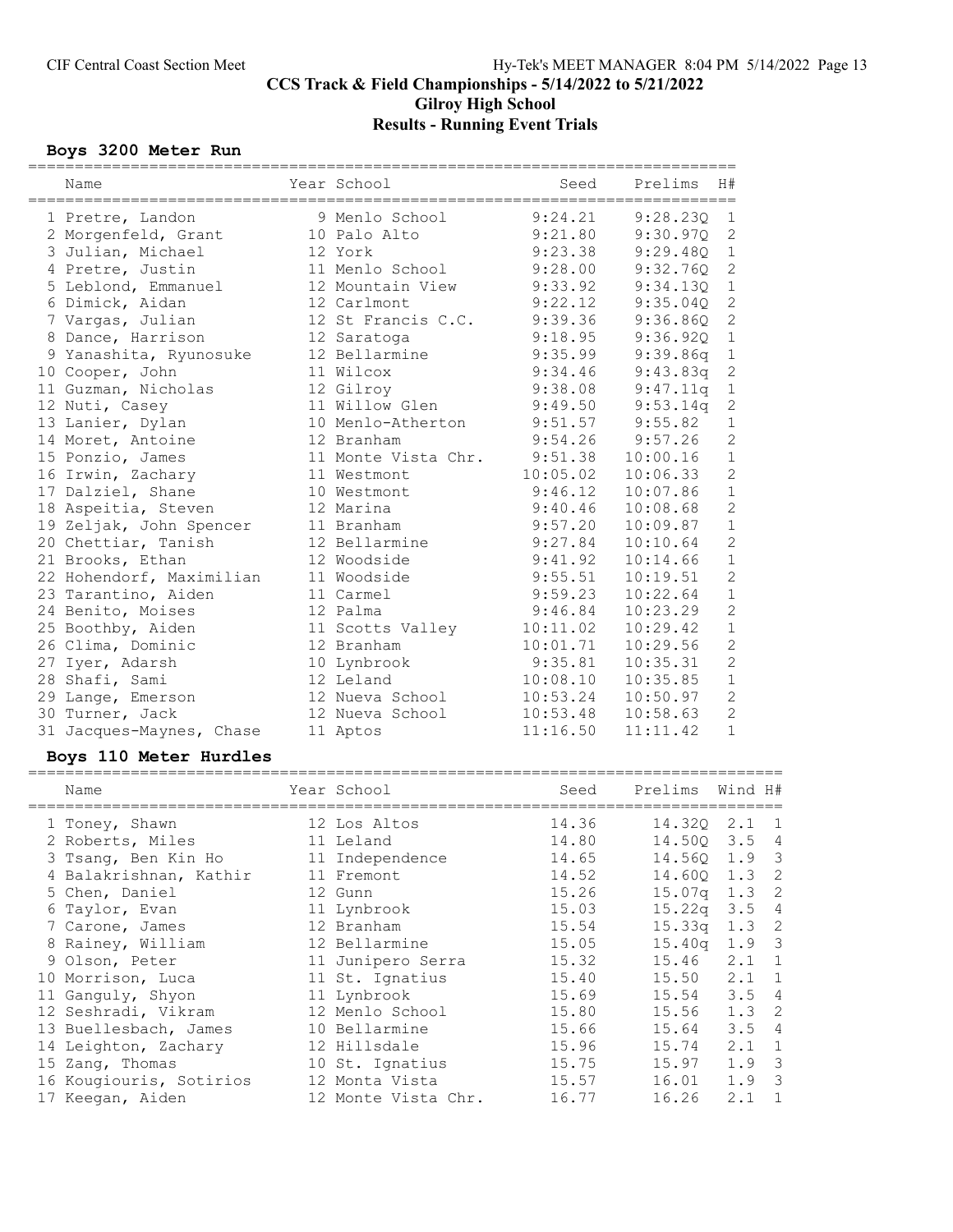CIF Central Coast Section Meet

## CCS Track & Field Championships - 5/14/2022 to 5/21/2022
## Gilroy High School
## Results - Running Event Trials

### Boys 3200 Meter Run

| | Name | Year | School | Seed | Prelims | H# |
|---|---|---|---|---|---|---|
| 1 | Pretre, Landon | 9 | Menlo School | 9:24.21 | 9:28.23Q | 1 |
| 2 | Morgenfeld, Grant | 10 | Palo Alto | 9:21.80 | 9:30.97Q | 2 |
| 3 | Julian, Michael | 12 | York | 9:23.38 | 9:29.48Q | 1 |
| 4 | Pretre, Justin | 11 | Menlo School | 9:28.00 | 9:32.76Q | 2 |
| 5 | Leblond, Emmanuel | 12 | Mountain View | 9:33.92 | 9:34.13Q | 1 |
| 6 | Dimick, Aidan | 12 | Carlmont | 9:22.12 | 9:35.04Q | 2 |
| 7 | Vargas, Julian | 12 | St Francis C.C. | 9:39.36 | 9:36.86Q | 2 |
| 8 | Dance, Harrison | 12 | Saratoga | 9:18.95 | 9:36.92Q | 1 |
| 9 | Yanashita, Ryunosuke | 12 | Bellarmine | 9:35.99 | 9:39.86q | 1 |
| 10 | Cooper, John | 11 | Wilcox | 9:34.46 | 9:43.83q | 2 |
| 11 | Guzman, Nicholas | 12 | Gilroy | 9:38.08 | 9:47.11q | 1 |
| 12 | Nuti, Casey | 11 | Willow Glen | 9:49.50 | 9:53.14q | 2 |
| 13 | Lanier, Dylan | 10 | Menlo-Atherton | 9:51.57 | 9:55.82 | 1 |
| 14 | Moret, Antoine | 12 | Branham | 9:54.26 | 9:57.26 | 2 |
| 15 | Ponzio, James | 11 | Monte Vista Chr. | 9:51.38 | 10:00.16 | 1 |
| 16 | Irwin, Zachary | 11 | Westmont | 10:05.02 | 10:06.33 | 2 |
| 17 | Dalziel, Shane | 10 | Westmont | 9:46.12 | 10:07.86 | 1 |
| 18 | Aspeitia, Steven | 12 | Marina | 9:40.46 | 10:08.68 | 2 |
| 19 | Zeljak, John Spencer | 11 | Branham | 9:57.20 | 10:09.87 | 1 |
| 20 | Chettiar, Tanish | 12 | Bellarmine | 9:27.84 | 10:10.64 | 2 |
| 21 | Brooks, Ethan | 12 | Woodside | 9:41.92 | 10:14.66 | 1 |
| 22 | Hohendorf, Maximilian | 11 | Woodside | 9:55.51 | 10:19.51 | 2 |
| 23 | Tarantino, Aiden | 11 | Carmel | 9:59.23 | 10:22.64 | 1 |
| 24 | Benito, Moises | 12 | Palma | 9:46.84 | 10:23.29 | 2 |
| 25 | Boothby, Aiden | 11 | Scotts Valley | 10:11.02 | 10:29.42 | 1 |
| 26 | Clima, Dominic | 12 | Branham | 10:01.71 | 10:29.56 | 2 |
| 27 | Iyer, Adarsh | 10 | Lynbrook | 9:35.81 | 10:35.31 | 2 |
| 28 | Shafi, Sami | 12 | Leland | 10:08.10 | 10:35.85 | 1 |
| 29 | Lange, Emerson | 12 | Nueva School | 10:53.24 | 10:50.97 | 2 |
| 30 | Turner, Jack | 12 | Nueva School | 10:53.48 | 10:58.63 | 2 |
| 31 | Jacques-Maynes, Chase | 11 | Aptos | 11:16.50 | 11:11.42 | 1 |

### Boys 110 Meter Hurdles

| | Name | Year | School | Seed | Prelims | Wind | H# |
|---|---|---|---|---|---|---|---|
| 1 | Toney, Shawn | 12 | Los Altos | 14.36 | 14.32Q | 2.1 | 1 |
| 2 | Roberts, Miles | 11 | Leland | 14.80 | 14.50Q | 3.5 | 4 |
| 3 | Tsang, Ben Kin Ho | 11 | Independence | 14.65 | 14.56Q | 1.9 | 3 |
| 4 | Balakrishnan, Kathir | 11 | Fremont | 14.52 | 14.60Q | 1.3 | 2 |
| 5 | Chen, Daniel | 12 | Gunn | 15.26 | 15.07q | 1.3 | 2 |
| 6 | Taylor, Evan | 11 | Lynbrook | 15.03 | 15.22q | 3.5 | 4 |
| 7 | Carone, James | 12 | Branham | 15.54 | 15.33q | 1.3 | 2 |
| 8 | Rainey, William | 12 | Bellarmine | 15.05 | 15.40q | 1.9 | 3 |
| 9 | Olson, Peter | 11 | Junipero Serra | 15.32 | 15.46 | 2.1 | 1 |
| 10 | Morrison, Luca | 11 | St. Ignatius | 15.40 | 15.50 | 2.1 | 1 |
| 11 | Ganguly, Shyon | 11 | Lynbrook | 15.69 | 15.54 | 3.5 | 4 |
| 12 | Seshradi, Vikram | 12 | Menlo School | 15.80 | 15.56 | 1.3 | 2 |
| 13 | Buellesbach, James | 10 | Bellarmine | 15.66 | 15.64 | 3.5 | 4 |
| 14 | Leighton, Zachary | 12 | Hillsdale | 15.96 | 15.74 | 2.1 | 1 |
| 15 | Zang, Thomas | 10 | St. Ignatius | 15.75 | 15.97 | 1.9 | 3 |
| 16 | Kougiouris, Sotirios | 12 | Monta Vista | 15.57 | 16.01 | 1.9 | 3 |
| 17 | Keegan, Aiden | 12 | Monte Vista Chr. | 16.77 | 16.26 | 2.1 | 1 |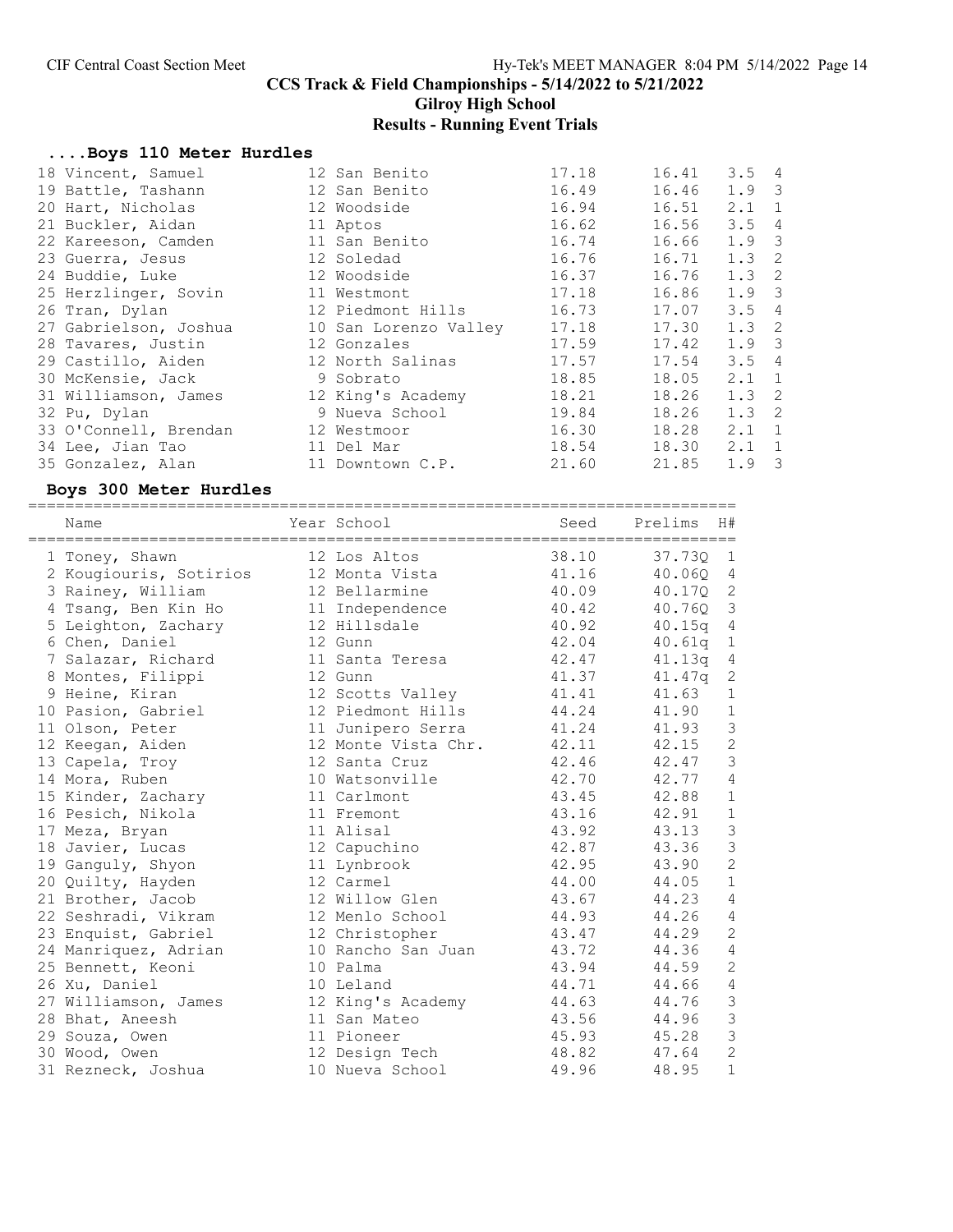# CCS Track & Field Championships - 5/14/2022 to 5/21/2022

## Gilroy High School

## Results - Running Event Trials

### ....Boys 110 Meter Hurdles

| | Name | Year | School | Seed | Prelims | Wind | H# |
|---|---|---|---|---|---|---|---|
| 18 | Vincent, Samuel | 12 | San Benito | 17.18 | 16.41 | 3.5 | 4 |
| 19 | Battle, Tashann | 12 | San Benito | 16.49 | 16.46 | 1.9 | 3 |
| 20 | Hart, Nicholas | 12 | Woodside | 16.94 | 16.51 | 2.1 | 1 |
| 21 | Buckler, Aidan | 11 | Aptos | 16.62 | 16.56 | 3.5 | 4 |
| 22 | Kareeson, Camden | 11 | San Benito | 16.74 | 16.66 | 1.9 | 3 |
| 23 | Guerra, Jesus | 12 | Soledad | 16.76 | 16.71 | 1.3 | 2 |
| 24 | Buddie, Luke | 12 | Woodside | 16.37 | 16.76 | 1.3 | 2 |
| 25 | Herzlinger, Sovin | 11 | Westmont | 17.18 | 16.86 | 1.9 | 3 |
| 26 | Tran, Dylan | 12 | Piedmont Hills | 16.73 | 17.07 | 3.5 | 4 |
| 27 | Gabrielson, Joshua | 10 | San Lorenzo Valley | 17.18 | 17.30 | 1.3 | 2 |
| 28 | Tavares, Justin | 12 | Gonzales | 17.59 | 17.42 | 1.9 | 3 |
| 29 | Castillo, Aiden | 12 | North Salinas | 17.57 | 17.54 | 3.5 | 4 |
| 30 | McKensie, Jack | 9 | Sobrato | 18.85 | 18.05 | 2.1 | 1 |
| 31 | Williamson, James | 12 | King's Academy | 18.21 | 18.26 | 1.3 | 2 |
| 32 | Pu, Dylan | 9 | Nueva School | 19.84 | 18.26 | 1.3 | 2 |
| 33 | O'Connell, Brendan | 12 | Westmoor | 16.30 | 18.28 | 2.1 | 1 |
| 34 | Lee, Jian Tao | 11 | Del Mar | 18.54 | 18.30 | 2.1 | 1 |
| 35 | Gonzalez, Alan | 11 | Downtown C.P. | 21.60 | 21.85 | 1.9 | 3 |

### Boys 300 Meter Hurdles

| | Name | Year | School | Seed | Prelims | H# |
|---|---|---|---|---|---|---|
| 1 | Toney, Shawn | 12 | Los Altos | 38.10 | 37.73Q | 1 |
| 2 | Kougiouris, Sotirios | 12 | Monta Vista | 41.16 | 40.06Q | 4 |
| 3 | Rainey, William | 12 | Bellarmine | 40.09 | 40.17Q | 2 |
| 4 | Tsang, Ben Kin Ho | 11 | Independence | 40.42 | 40.76Q | 3 |
| 5 | Leighton, Zachary | 12 | Hillsdale | 40.92 | 40.15q | 4 |
| 6 | Chen, Daniel | 12 | Gunn | 42.04 | 40.61q | 1 |
| 7 | Salazar, Richard | 11 | Santa Teresa | 42.47 | 41.13q | 4 |
| 8 | Montes, Filippi | 12 | Gunn | 41.37 | 41.47q | 2 |
| 9 | Heine, Kiran | 12 | Scotts Valley | 41.41 | 41.63 | 1 |
| 10 | Pasion, Gabriel | 12 | Piedmont Hills | 44.24 | 41.90 | 1 |
| 11 | Olson, Peter | 11 | Junipero Serra | 41.24 | 41.93 | 3 |
| 12 | Keegan, Aiden | 12 | Monte Vista Chr. | 42.11 | 42.15 | 2 |
| 13 | Capela, Troy | 12 | Santa Cruz | 42.46 | 42.47 | 3 |
| 14 | Mora, Ruben | 10 | Watsonville | 42.70 | 42.77 | 4 |
| 15 | Kinder, Zachary | 11 | Carlmont | 43.45 | 42.88 | 1 |
| 16 | Pesich, Nikola | 11 | Fremont | 43.16 | 42.91 | 1 |
| 17 | Meza, Bryan | 11 | Alisal | 43.92 | 43.13 | 3 |
| 18 | Javier, Lucas | 12 | Capuchino | 42.87 | 43.36 | 3 |
| 19 | Ganguly, Shyon | 11 | Lynbrook | 42.95 | 43.90 | 2 |
| 20 | Quilty, Hayden | 12 | Carmel | 44.00 | 44.05 | 1 |
| 21 | Brother, Jacob | 12 | Willow Glen | 43.67 | 44.23 | 4 |
| 22 | Seshradi, Vikram | 12 | Menlo School | 44.93 | 44.26 | 4 |
| 23 | Enquist, Gabriel | 12 | Christopher | 43.47 | 44.29 | 2 |
| 24 | Manriquez, Adrian | 10 | Rancho San Juan | 43.72 | 44.36 | 4 |
| 25 | Bennett, Keoni | 10 | Palma | 43.94 | 44.59 | 2 |
| 26 | Xu, Daniel | 10 | Leland | 44.71 | 44.66 | 4 |
| 27 | Williamson, James | 12 | King's Academy | 44.63 | 44.76 | 3 |
| 28 | Bhat, Aneesh | 11 | San Mateo | 43.56 | 44.96 | 3 |
| 29 | Souza, Owen | 11 | Pioneer | 45.93 | 45.28 | 3 |
| 30 | Wood, Owen | 12 | Design Tech | 48.82 | 47.64 | 2 |
| 31 | Rezneck, Joshua | 10 | Nueva School | 49.96 | 48.95 | 1 |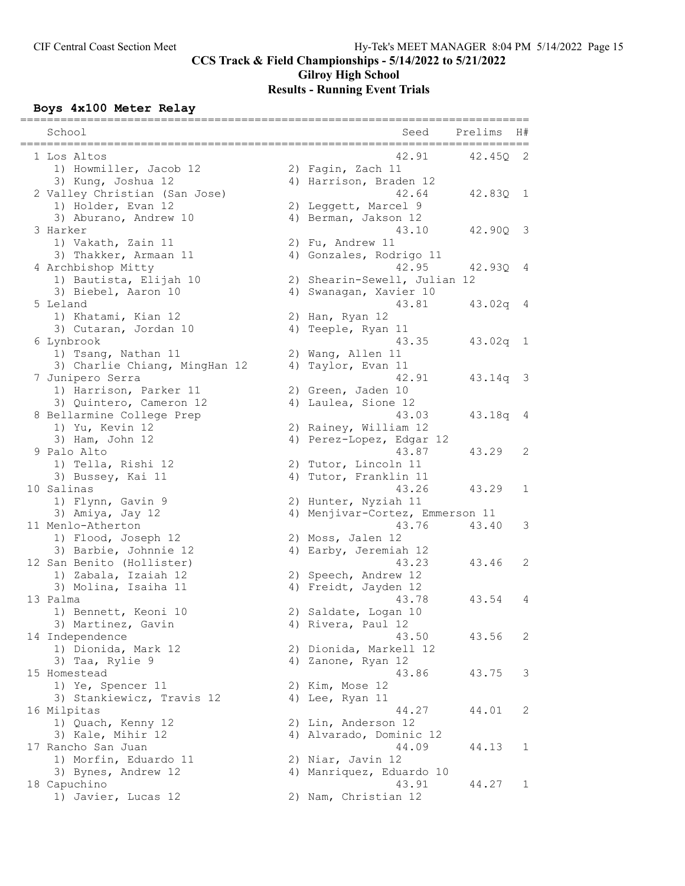## CCS Track & Field Championships - 5/14/2022 to 5/21/2022

### Gilroy High School

### Results - Running Event Trials

### Boys 4x100 Meter Relay

| | School | Seed | Prelims | H# |
|---|---|---|---|---|
| 1 | Los Altos | 42.91 | 42.45Q | 2 |
| | 1) Howmiller, Jacob 12; 2) Fagin, Zach 11; 3) Kung, Joshua 12; 4) Harrison, Braden 12 | | | |
| 2 | Valley Christian (San Jose) | 42.64 | 42.83Q | 1 |
| | 1) Holder, Evan 12; 2) Leggett, Marcel 9; 3) Aburano, Andrew 10; 4) Berman, Jakson 12 | | | |
| 3 | Harker | 43.10 | 42.90Q | 3 |
| | 1) Vakath, Zain 11; 2) Fu, Andrew 11; 3) Thakker, Armaan 11; 4) Gonzales, Rodrigo 11 | | | |
| 4 | Archbishop Mitty | 42.95 | 42.93Q | 4 |
| | 1) Bautista, Elijah 10; 2) Shearin-Sewell, Julian 12; 3) Biebel, Aaron 10; 4) Swanagan, Xavier 10 | | | |
| 5 | Leland | 43.81 | 43.02q | 4 |
| | 1) Khatami, Kian 12; 2) Han, Ryan 12; 3) Cutaran, Jordan 10; 4) Teeple, Ryan 11 | | | |
| 6 | Lynbrook | 43.35 | 43.02q | 1 |
| | 1) Tsang, Nathan 11; 2) Wang, Allen 11; 3) Charlie Chiang, MingHan 12; 4) Taylor, Evan 11 | | | |
| 7 | Junipero Serra | 42.91 | 43.14q | 3 |
| | 1) Harrison, Parker 11; 2) Green, Jaden 10; 3) Quintero, Cameron 12; 4) Laulea, Sione 12 | | | |
| 8 | Bellarmine College Prep | 43.03 | 43.18q | 4 |
| | 1) Yu, Kevin 12; 2) Rainey, William 12; 3) Ham, John 12; 4) Perez-Lopez, Edgar 12 | | | |
| 9 | Palo Alto | 43.87 | 43.29 | 2 |
| | 1) Tella, Rishi 12; 2) Tutor, Lincoln 11; 3) Bussey, Kai 11; 4) Tutor, Franklin 11 | | | |
| 10 | Salinas | 43.26 | 43.29 | 1 |
| | 1) Flynn, Gavin 9; 2) Hunter, Nyziah 11; 3) Amiya, Jay 12; 4) Menjivar-Cortez, Emmerson 11 | | | |
| 11 | Menlo-Atherton | 43.76 | 43.40 | 3 |
| | 1) Flood, Joseph 12; 2) Moss, Jalen 12; 3) Barbie, Johnnie 12; 4) Earby, Jeremiah 12 | | | |
| 12 | San Benito (Hollister) | 43.23 | 43.46 | 2 |
| | 1) Zabala, Izaiah 12; 2) Speech, Andrew 12; 3) Molina, Isaiha 11; 4) Freidt, Jayden 12 | | | |
| 13 | Palma | 43.78 | 43.54 | 4 |
| | 1) Bennett, Keoni 10; 2) Saldate, Logan 10; 3) Martinez, Gavin; 4) Rivera, Paul 12 | | | |
| 14 | Independence | 43.50 | 43.56 | 2 |
| | 1) Dionida, Mark 12; 2) Dionida, Markell 12; 3) Taa, Rylie 9; 4) Zanone, Ryan 12 | | | |
| 15 | Homestead | 43.86 | 43.75 | 3 |
| | 1) Ye, Spencer 11; 2) Kim, Mose 12; 3) Stankiewicz, Travis 12; 4) Lee, Ryan 11 | | | |
| 16 | Milpitas | 44.27 | 44.01 | 2 |
| | 1) Quach, Kenny 12; 2) Lin, Anderson 12; 3) Kale, Mihir 12; 4) Alvarado, Dominic 12 | | | |
| 17 | Rancho San Juan | 44.09 | 44.13 | 1 |
| | 1) Morfin, Eduardo 11; 2) Niar, Javin 12; 3) Bynes, Andrew 12; 4) Manriquez, Eduardo 10 | | | |
| 18 | Capuchino | 43.91 | 44.27 | 1 |
| | 1) Javier, Lucas 12; 2) Nam, Christian 12 | | | |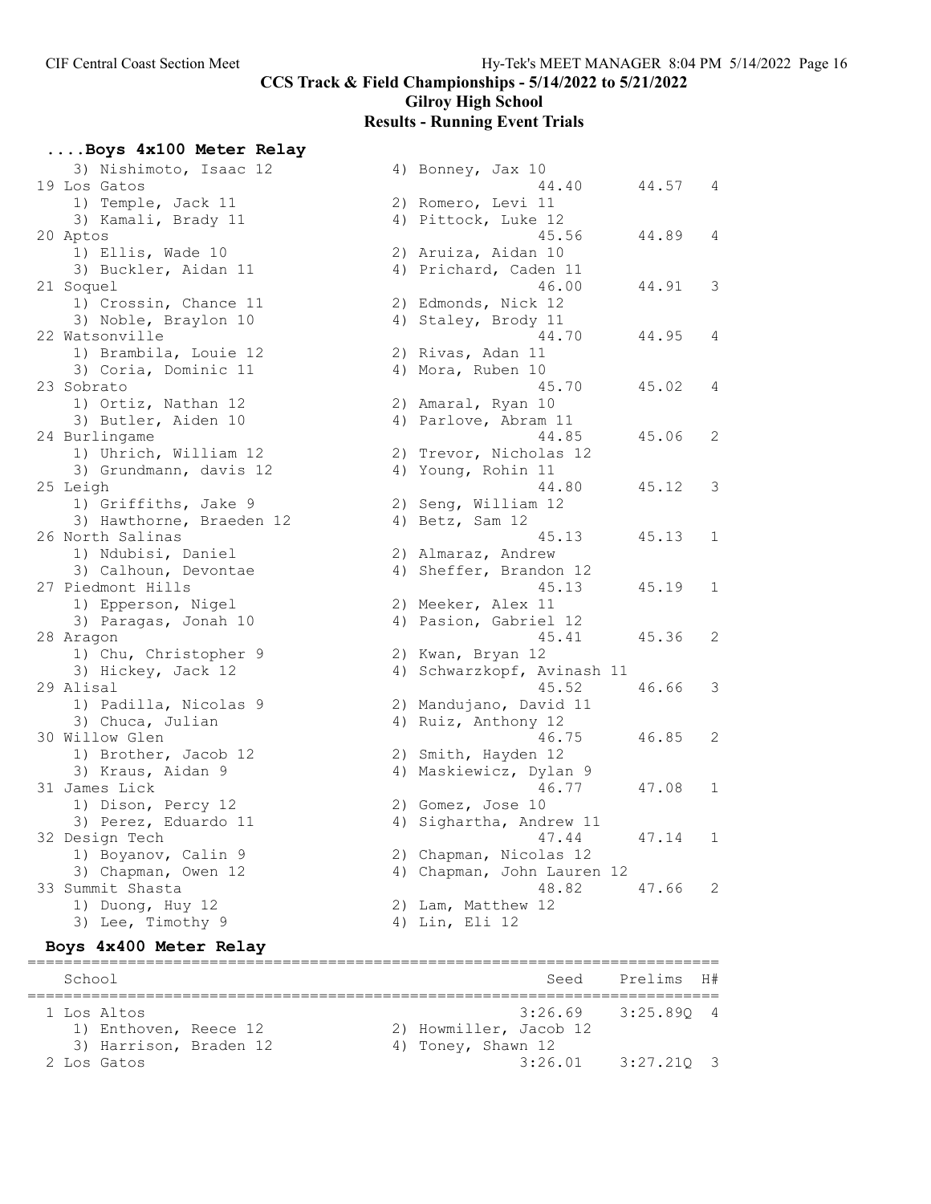## CCS Track & Field Championships - 5/14/2022 to 5/21/2022
## Gilroy High School
## Results - Running Event Trials

### ....Boys 4x100 Meter Relay

```
    3) Nishimoto, Isaac 12            4) Bonney, Jax 10
 19 Los Gatos                                     44.40      44.57   4
    1) Temple, Jack 11                2) Romero, Levi 11
    3) Kamali, Brady 11               4) Pittock, Luke 12
 20 Aptos                                         45.56      44.89   4
    1) Ellis, Wade 10                 2) Aruiza, Aidan 10
    3) Buckler, Aidan 11              4) Prichard, Caden 11
 21 Soquel                                        46.00      44.91   3
    1) Crossin, Chance 11             2) Edmonds, Nick 12
    3) Noble, Braylon 10              4) Staley, Brody 11
 22 Watsonville                                   44.70      44.95   4
    1) Brambila, Louie 12             2) Rivas, Adan 11
    3) Coria, Dominic 11              4) Mora, Ruben 10
 23 Sobrato                                       45.70      45.02   4
    1) Ortiz, Nathan 12               2) Amaral, Ryan 10
    3) Butler, Aiden 10               4) Parlove, Abram 11
 24 Burlingame                                    44.85      45.06   2
    1) Uhrich, William 12             2) Trevor, Nicholas 12
    3) Grundmann, davis 12            4) Young, Rohin 11
 25 Leigh                                         44.80      45.12   3
    1) Griffiths, Jake 9              2) Seng, William 12
    3) Hawthorne, Braeden 12          4) Betz, Sam 12
 26 North Salinas                                 45.13      45.13   1
    1) Ndubisi, Daniel                2) Almaraz, Andrew
    3) Calhoun, Devontae              4) Sheffer, Brandon 12
 27 Piedmont Hills                                45.13      45.19   1
    1) Epperson, Nigel                2) Meeker, Alex 11
    3) Paragas, Jonah 10              4) Pasion, Gabriel 12
 28 Aragon                                        45.41      45.36   2
    1) Chu, Christopher 9             2) Kwan, Bryan 12
    3) Hickey, Jack 12                4) Schwarzkopf, Avinash 11
 29 Alisal                                        45.52      46.66   3
    1) Padilla, Nicolas 9             2) Mandujano, David 11
    3) Chuca, Julian                  4) Ruiz, Anthony 12
 30 Willow Glen                                   46.75      46.85   2
    1) Brother, Jacob 12              2) Smith, Hayden 12
    3) Kraus, Aidan 9                 4) Maskiewicz, Dylan 9
 31 James Lick                                    46.77      47.08   1
    1) Dison, Percy 12                2) Gomez, Jose 10
    3) Perez, Eduardo 11              4) Sighartha, Andrew 11
 32 Design Tech                                   47.44      47.14   1
    1) Boyanov, Calin 9               2) Chapman, Nicolas 12
    3) Chapman, Owen 12               4) Chapman, John Lauren 12
 33 Summit Shasta                                 48.82      47.66   2
    1) Duong, Huy 12                  2) Lam, Matthew 12
    3) Lee, Timothy 9                 4) Lin, Eli 12
```

### Boys 4x400 Meter Relay

```
=========================================================================
    School                                         Seed    Prelims  H#
=========================================================================
  1 Los Altos                                   3:26.69   3:25.89Q   4
    1) Enthoven, Reece 12             2) Howmiller, Jacob 12
    3) Harrison, Braden 12            4) Toney, Shawn 12
  2 Los Gatos                                   3:26.01   3:27.21Q   3
```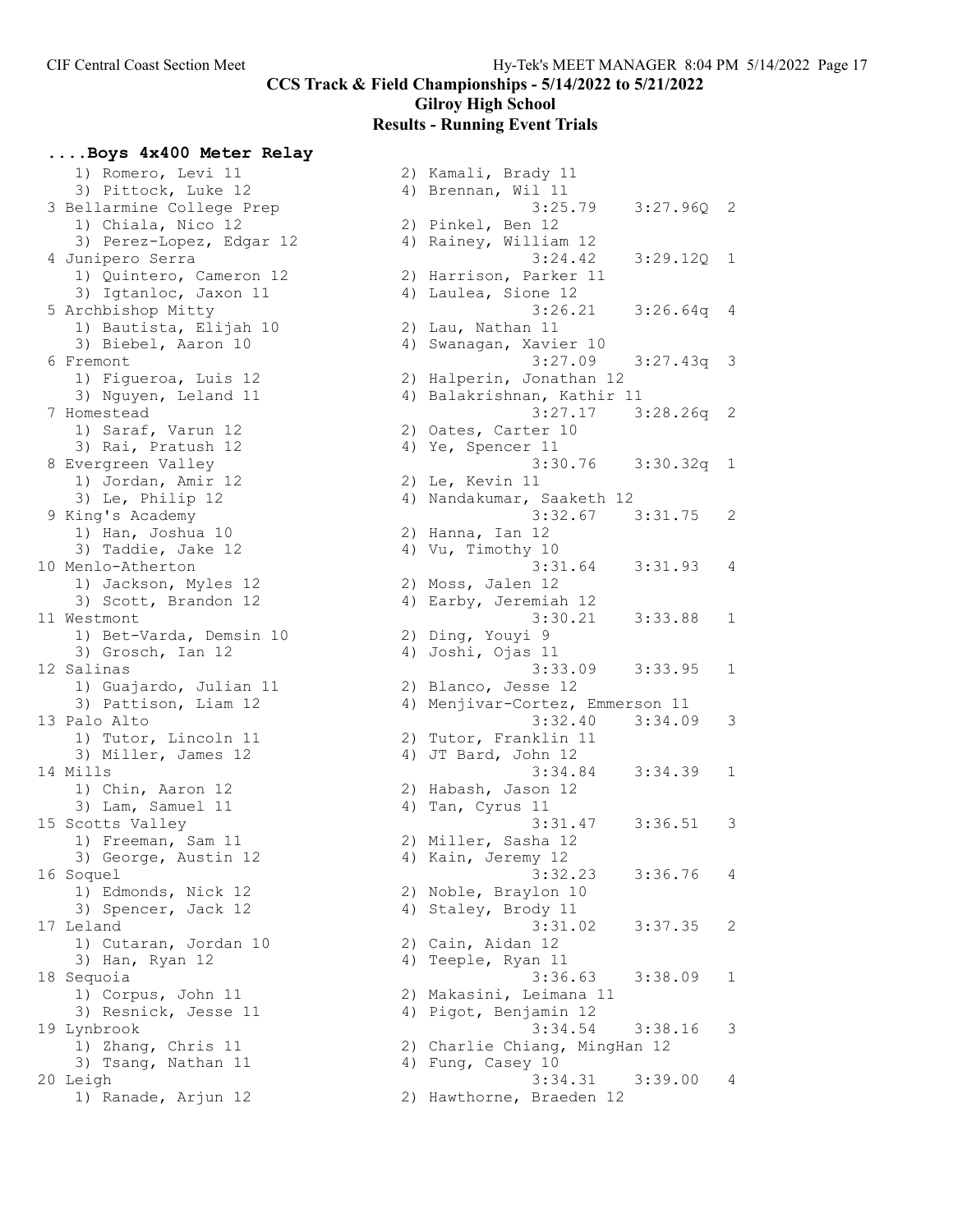# CCS Track & Field Championships - 5/14/2022 to 5/21/2022

## Gilroy High School

## Results - Running Event Trials

### ....Boys 4x400 Meter Relay

```
    1) Romero, Levi 11                  2) Kamali, Brady 11
    3) Pittock, Luke 12                 4) Brennan, Wil 11
 3 Bellarmine College Prep                          3:25.79    3:27.96Q  2
    1) Chiala, Nico 12                  2) Pinkel, Ben 12
    3) Perez-Lopez, Edgar 12            4) Rainey, William 12
 4 Junipero Serra                                   3:24.42    3:29.12Q  1
    1) Quintero, Cameron 12             2) Harrison, Parker 11
    3) Igtanloc, Jaxon 11               4) Laulea, Sione 12
 5 Archbishop Mitty                                 3:26.21    3:26.64q  4
    1) Bautista, Elijah 10              2) Lau, Nathan 11
    3) Biebel, Aaron 10                 4) Swanagan, Xavier 10
 6 Fremont                                          3:27.09    3:27.43q  3
    1) Figueroa, Luis 12                2) Halperin, Jonathan 12
    3) Nguyen, Leland 11                4) Balakrishnan, Kathir 11
 7 Homestead                                        3:27.17    3:28.26q  2
    1) Saraf, Varun 12                  2) Oates, Carter 10
    3) Rai, Pratush 12                  4) Ye, Spencer 11
 8 Evergreen Valley                                 3:30.76    3:30.32q  1
    1) Jordan, Amir 12                  2) Le, Kevin 11
    3) Le, Philip 12                    4) Nandakumar, Saaketh 12
 9 King's Academy                                   3:32.67    3:31.75   2
    1) Han, Joshua 10                   2) Hanna, Ian 12
    3) Taddie, Jake 12                  4) Vu, Timothy 10
10 Menlo-Atherton                                   3:31.64    3:31.93   4
    1) Jackson, Myles 12                2) Moss, Jalen 12
    3) Scott, Brandon 12                4) Earby, Jeremiah 12
11 Westmont                                         3:30.21    3:33.88   1
    1) Bet-Varda, Demsin 10             2) Ding, Youyi 9
    3) Grosch, Ian 12                   4) Joshi, Ojas 11
12 Salinas                                          3:33.09    3:33.95   1
    1) Guajardo, Julian 11              2) Blanco, Jesse 12
    3) Pattison, Liam 12                4) Menjivar-Cortez, Emmerson 11
13 Palo Alto                                        3:32.40    3:34.09   3
    1) Tutor, Lincoln 11                2) Tutor, Franklin 11
    3) Miller, James 12                 4) JT Bard, John 12
14 Mills                                            3:34.84    3:34.39   1
    1) Chin, Aaron 12                   2) Habash, Jason 12
    3) Lam, Samuel 11                   4) Tan, Cyrus 11
15 Scotts Valley                                    3:31.47    3:36.51   3
    1) Freeman, Sam 11                  2) Miller, Sasha 12
    3) George, Austin 12                4) Kain, Jeremy 12
16 Soquel                                           3:32.23    3:36.76   4
    1) Edmonds, Nick 12                 2) Noble, Braylon 10
    3) Spencer, Jack 12                 4) Staley, Brody 11
17 Leland                                           3:31.02    3:37.35   2
    1) Cutaran, Jordan 10               2) Cain, Aidan 12
    3) Han, Ryan 12                     4) Teeple, Ryan 11
18 Sequoia                                          3:36.63    3:38.09   1
    1) Corpus, John 11                  2) Makasini, Leimana 11
    3) Resnick, Jesse 11                4) Pigot, Benjamin 12
19 Lynbrook                                         3:34.54    3:38.16   3
    1) Zhang, Chris 11                  2) Charlie Chiang, MingHan 12
    3) Tsang, Nathan 11                 4) Fung, Casey 10
20 Leigh                                            3:34.31    3:39.00   4
    1) Ranade, Arjun 12                 2) Hawthorne, Braeden 12
```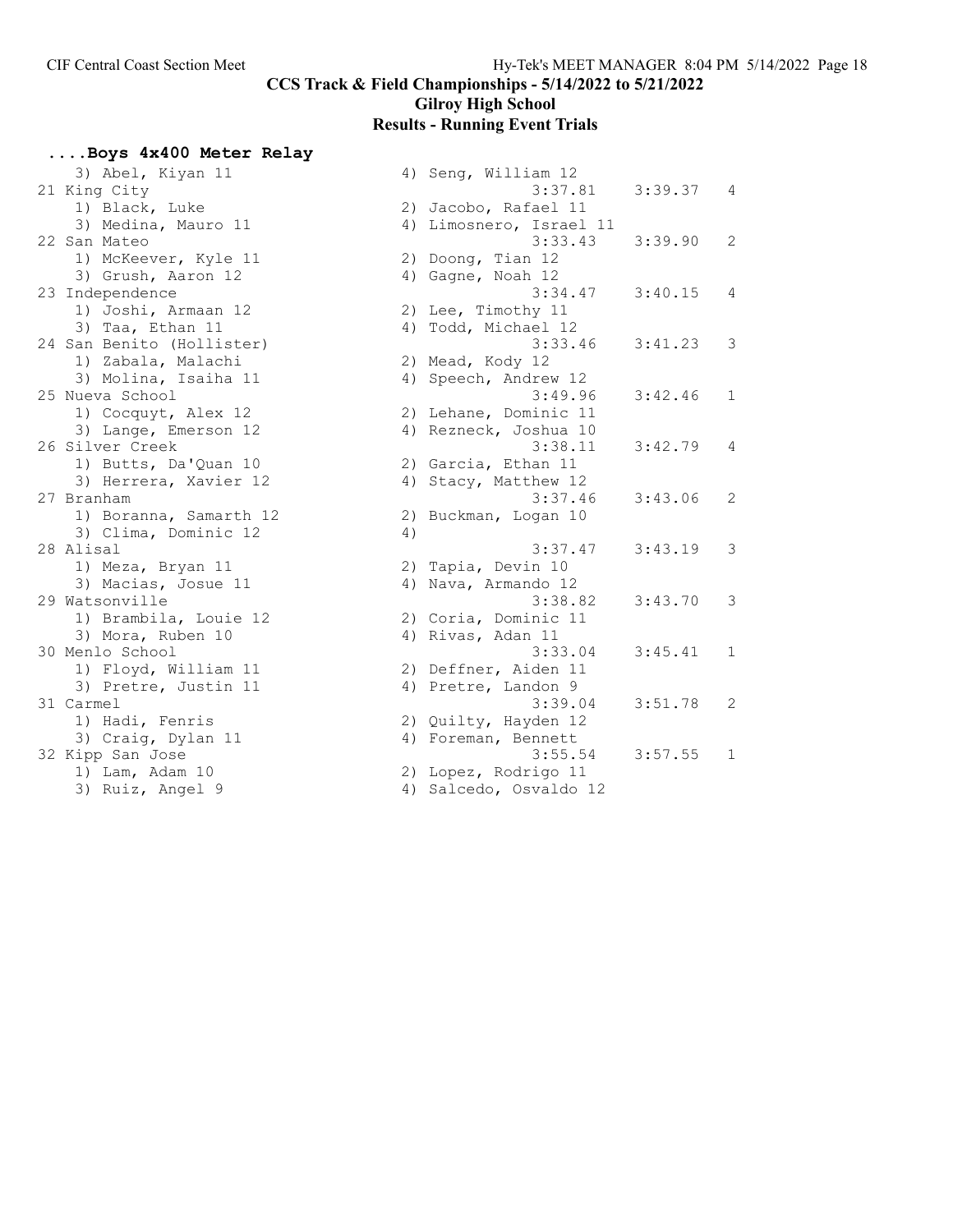CCS Track & Field Championships - 5/14/2022 to 5/21/2022

Gilroy High School

Results - Running Event Trials

### ....Boys 4x400 Meter Relay

```
    3) Abel, Kiyan 11                 4) Seng, William 12
21 King City                                 3:37.81    3:39.37   4
    1) Black, Luke                    2) Jacobo, Rafael 11
    3) Medina, Mauro 11               4) Limosnero, Israel 11
22 San Mateo                                 3:33.43    3:39.90   2
    1) McKeever, Kyle 11              2) Doong, Tian 12
    3) Grush, Aaron 12                4) Gagne, Noah 12
23 Independence                              3:34.47    3:40.15   4
    1) Joshi, Armaan 12               2) Lee, Timothy 11
    3) Taa, Ethan 11                  4) Todd, Michael 12
24 San Benito (Hollister)                    3:33.46    3:41.23   3
    1) Zabala, Malachi                2) Mead, Kody 12
    3) Molina, Isaiha 11              4) Speech, Andrew 12
25 Nueva School                              3:49.96    3:42.46   1
    1) Cocquyt, Alex 12               2) Lehane, Dominic 11
    3) Lange, Emerson 12              4) Rezneck, Joshua 10
26 Silver Creek                              3:38.11    3:42.79   4
    1) Butts, Da'Quan 10              2) Garcia, Ethan 11
    3) Herrera, Xavier 12             4) Stacy, Matthew 12
27 Branham                                   3:37.46    3:43.06   2
    1) Boranna, Samarth 12            2) Buckman, Logan 10
    3) Clima, Dominic 12              4)
28 Alisal                                    3:37.47    3:43.19   3
    1) Meza, Bryan 11                 2) Tapia, Devin 10
    3) Macias, Josue 11               4) Nava, Armando 12
29 Watsonville                               3:38.82    3:43.70   3
    1) Brambila, Louie 12             2) Coria, Dominic 11
    3) Mora, Ruben 10                 4) Rivas, Adan 11
30 Menlo School                              3:33.04    3:45.41   1
    1) Floyd, William 11              2) Deffner, Aiden 11
    3) Pretre, Justin 11              4) Pretre, Landon 9
31 Carmel                                    3:39.04    3:51.78   2
    1) Hadi, Fenris                   2) Quilty, Hayden 12
    3) Craig, Dylan 11                4) Foreman, Bennett
32 Kipp San Jose                             3:55.54    3:57.55   1
    1) Lam, Adam 10                   2) Lopez, Rodrigo 11
    3) Ruiz, Angel 9                  4) Salcedo, Osvaldo 12
```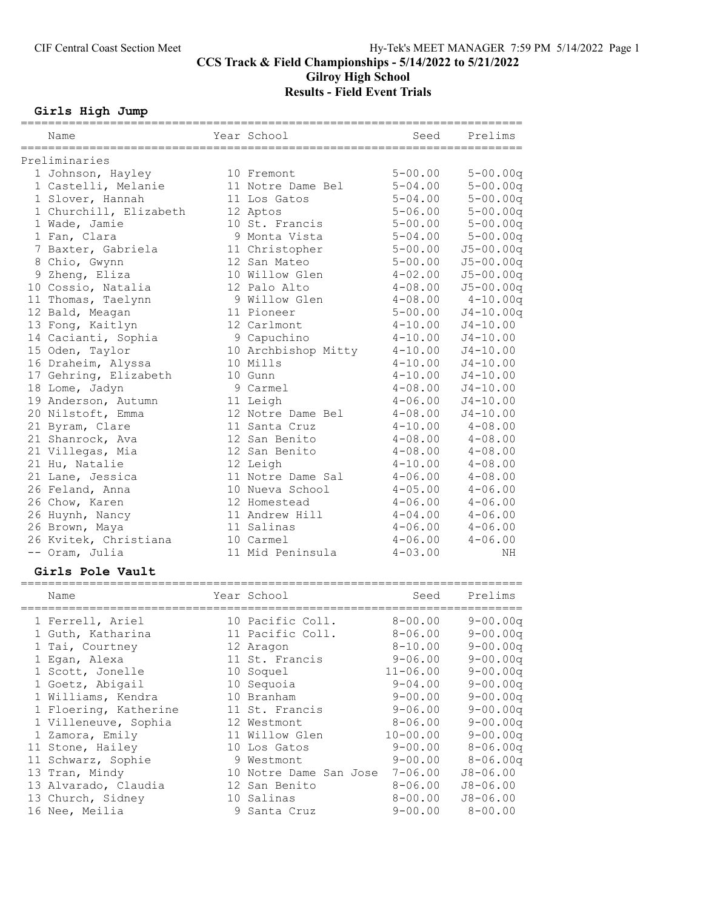CIF Central Coast Section Meet

# CCS Track & Field Championships - 5/14/2022 to 5/21/2022

## Gilroy High School

## Results - Field Event Trials

### Girls High Jump

Preliminaries

| Place | Name | Year | School | Seed | Prelims |
|---|---|---|---|---|---|
| 1 | Johnson, Hayley | 10 | Fremont | 5-00.00 | 5-00.00q |
| 1 | Castelli, Melanie | 11 | Notre Dame Bel | 5-04.00 | 5-00.00q |
| 1 | Slover, Hannah | 11 | Los Gatos | 5-04.00 | 5-00.00q |
| 1 | Churchill, Elizabeth | 12 | Aptos | 5-06.00 | 5-00.00q |
| 1 | Wade, Jamie | 10 | St. Francis | 5-00.00 | 5-00.00q |
| 1 | Fan, Clara | 9 | Monta Vista | 5-04.00 | 5-00.00q |
| 7 | Baxter, Gabriela | 11 | Christopher | 5-00.00 | J5-00.00q |
| 8 | Chio, Gwynn | 12 | San Mateo | 5-00.00 | J5-00.00q |
| 9 | Zheng, Eliza | 10 | Willow Glen | 4-02.00 | J5-00.00q |
| 10 | Cossio, Natalia | 12 | Palo Alto | 4-08.00 | J5-00.00q |
| 11 | Thomas, Taelynn | 9 | Willow Glen | 4-08.00 | 4-10.00q |
| 12 | Bald, Meagan | 11 | Pioneer | 5-00.00 | J4-10.00q |
| 13 | Fong, Kaitlyn | 12 | Carlmont | 4-10.00 | J4-10.00 |
| 14 | Cacianti, Sophia | 9 | Capuchino | 4-10.00 | J4-10.00 |
| 15 | Oden, Taylor | 10 | Archbishop Mitty | 4-10.00 | J4-10.00 |
| 16 | Draheim, Alyssa | 10 | Mills | 4-10.00 | J4-10.00 |
| 17 | Gehring, Elizabeth | 10 | Gunn | 4-10.00 | J4-10.00 |
| 18 | Lome, Jadyn | 9 | Carmel | 4-08.00 | J4-10.00 |
| 19 | Anderson, Autumn | 11 | Leigh | 4-06.00 | J4-10.00 |
| 20 | Nilstoft, Emma | 12 | Notre Dame Bel | 4-08.00 | J4-10.00 |
| 21 | Byram, Clare | 11 | Santa Cruz | 4-10.00 | 4-08.00 |
| 21 | Shanrock, Ava | 12 | San Benito | 4-08.00 | 4-08.00 |
| 21 | Villegas, Mia | 12 | San Benito | 4-08.00 | 4-08.00 |
| 21 | Hu, Natalie | 12 | Leigh | 4-10.00 | 4-08.00 |
| 21 | Lane, Jessica | 11 | Notre Dame Sal | 4-06.00 | 4-08.00 |
| 26 | Feland, Anna | 10 | Nueva School | 4-05.00 | 4-06.00 |
| 26 | Chow, Karen | 12 | Homestead | 4-06.00 | 4-06.00 |
| 26 | Huynh, Nancy | 11 | Andrew Hill | 4-04.00 | 4-06.00 |
| 26 | Brown, Maya | 11 | Salinas | 4-06.00 | 4-06.00 |
| 26 | Kvitek, Christiana | 10 | Carmel | 4-06.00 | 4-06.00 |
| -- | Oram, Julia | 11 | Mid Peninsula | 4-03.00 | NH |

### Girls Pole Vault

| Place | Name | Year | School | Seed | Prelims |
|---|---|---|---|---|---|
| 1 | Ferrell, Ariel | 10 | Pacific Coll. | 8-00.00 | 9-00.00q |
| 1 | Guth, Katharina | 11 | Pacific Coll. | 8-06.00 | 9-00.00q |
| 1 | Tai, Courtney | 12 | Aragon | 8-10.00 | 9-00.00q |
| 1 | Egan, Alexa | 11 | St. Francis | 9-06.00 | 9-00.00q |
| 1 | Scott, Jonelle | 10 | Soquel | 11-06.00 | 9-00.00q |
| 1 | Goetz, Abigail | 10 | Sequoia | 9-04.00 | 9-00.00q |
| 1 | Williams, Kendra | 10 | Branham | 9-00.00 | 9-00.00q |
| 1 | Floering, Katherine | 11 | St. Francis | 9-06.00 | 9-00.00q |
| 1 | Villeneuve, Sophia | 12 | Westmont | 8-06.00 | 9-00.00q |
| 1 | Zamora, Emily | 11 | Willow Glen | 10-00.00 | 9-00.00q |
| 11 | Stone, Hailey | 10 | Los Gatos | 9-00.00 | 8-06.00q |
| 11 | Schwarz, Sophie | 9 | Westmont | 9-00.00 | 8-06.00q |
| 13 | Tran, Mindy | 10 | Notre Dame San Jose | 7-06.00 | J8-06.00 |
| 13 | Alvarado, Claudia | 12 | San Benito | 8-06.00 | J8-06.00 |
| 13 | Church, Sidney | 10 | Salinas | 8-00.00 | J8-06.00 |
| 16 | Nee, Meilia | 9 | Santa Cruz | 9-00.00 | 8-00.00 |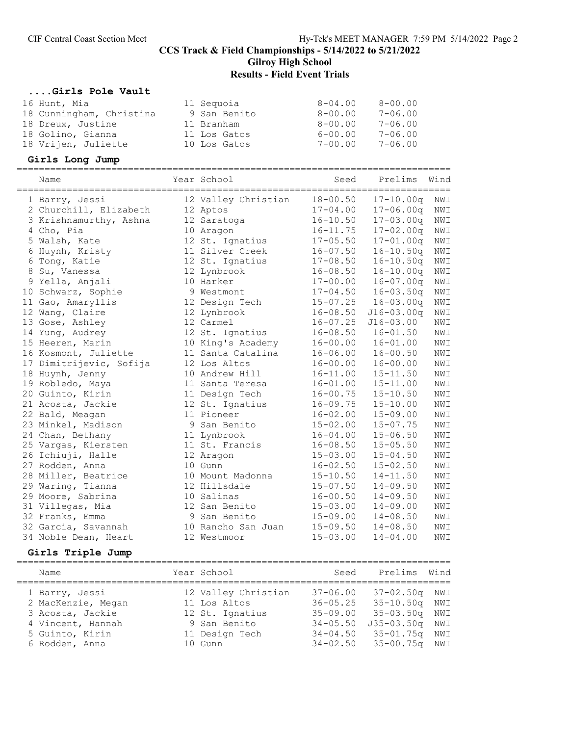# CCS Track & Field Championships - 5/14/2022 to 5/21/2022

## Gilroy High School

## Results - Field Event Trials

### ....Girls Pole Vault

| Place | Name | Year | School | Seed | Prelims |
|---|---|---|---|---|---|
| 16 | Hunt, Mia | 11 | Sequoia | 8-04.00 | 8-00.00 |
| 18 | Cunningham, Christina | 9 | San Benito | 8-00.00 | 7-06.00 |
| 18 | Dreux, Justine | 11 | Branham | 8-00.00 | 7-06.00 |
| 18 | Golino, Gianna | 11 | Los Gatos | 6-00.00 | 7-06.00 |
| 18 | Vrijen, Juliette | 10 | Los Gatos | 7-00.00 | 7-06.00 |

### Girls Long Jump

| Place | Name | Year | School | Seed | Prelims | Wind |
|---|---|---|---|---|---|---|
| 1 | Barry, Jessi | 12 | Valley Christian | 18-00.50 | 17-10.00q | NWI |
| 2 | Churchill, Elizabeth | 12 | Aptos | 17-04.00 | 17-06.00q | NWI |
| 3 | Krishnamurthy, Ashna | 12 | Saratoga | 16-10.50 | 17-03.00q | NWI |
| 4 | Cho, Pia | 10 | Aragon | 16-11.75 | 17-02.00q | NWI |
| 5 | Walsh, Kate | 12 | St. Ignatius | 17-05.50 | 17-01.00q | NWI |
| 6 | Huynh, Kristy | 11 | Silver Creek | 16-07.50 | 16-10.50q | NWI |
| 6 | Tong, Katie | 12 | St. Ignatius | 17-08.50 | 16-10.50q | NWI |
| 8 | Su, Vanessa | 12 | Lynbrook | 16-08.50 | 16-10.00q | NWI |
| 9 | Yella, Anjali | 10 | Harker | 17-00.00 | 16-07.00q | NWI |
| 10 | Schwarz, Sophie | 9 | Westmont | 17-04.50 | 16-03.50q | NWI |
| 11 | Gao, Amaryllis | 12 | Design Tech | 15-07.25 | 16-03.00q | NWI |
| 12 | Wang, Claire | 12 | Lynbrook | 16-08.50 | J16-03.00q | NWI |
| 13 | Gose, Ashley | 12 | Carmel | 16-07.25 | J16-03.00 | NWI |
| 14 | Yung, Audrey | 12 | St. Ignatius | 16-08.50 | 16-01.50 | NWI |
| 15 | Heeren, Marin | 10 | King's Academy | 16-00.00 | 16-01.00 | NWI |
| 16 | Kosmont, Juliette | 11 | Santa Catalina | 16-06.00 | 16-00.50 | NWI |
| 17 | Dimitrijevic, Sofija | 12 | Los Altos | 16-00.00 | 16-00.00 | NWI |
| 18 | Huynh, Jenny | 10 | Andrew Hill | 16-11.00 | 15-11.50 | NWI |
| 19 | Robledo, Maya | 11 | Santa Teresa | 16-01.00 | 15-11.00 | NWI |
| 20 | Guinto, Kirin | 11 | Design Tech | 16-00.75 | 15-10.50 | NWI |
| 21 | Acosta, Jackie | 12 | St. Ignatius | 16-09.75 | 15-10.00 | NWI |
| 22 | Bald, Meagan | 11 | Pioneer | 16-02.00 | 15-09.00 | NWI |
| 23 | Minkel, Madison | 9 | San Benito | 15-02.00 | 15-07.75 | NWI |
| 24 | Chan, Bethany | 11 | Lynbrook | 16-04.00 | 15-06.50 | NWI |
| 25 | Vargas, Kiersten | 11 | St. Francis | 16-08.50 | 15-05.50 | NWI |
| 26 | Ichiuji, Halle | 12 | Aragon | 15-03.00 | 15-04.50 | NWI |
| 27 | Rodden, Anna | 10 | Gunn | 16-02.50 | 15-02.50 | NWI |
| 28 | Miller, Beatrice | 10 | Mount Madonna | 15-10.50 | 14-11.50 | NWI |
| 29 | Waring, Tianna | 12 | Hillsdale | 15-07.50 | 14-09.50 | NWI |
| 29 | Moore, Sabrina | 10 | Salinas | 16-00.50 | 14-09.50 | NWI |
| 31 | Villegas, Mia | 12 | San Benito | 15-03.00 | 14-09.00 | NWI |
| 32 | Franks, Emma | 9 | San Benito | 15-09.00 | 14-08.50 | NWI |
| 32 | Garcia, Savannah | 10 | Rancho San Juan | 15-09.50 | 14-08.50 | NWI |
| 34 | Noble Dean, Heart | 12 | Westmoor | 15-03.00 | 14-04.00 | NWI |

### Girls Triple Jump

| Place | Name | Year | School | Seed | Prelims | Wind |
|---|---|---|---|---|---|---|
| 1 | Barry, Jessi | 12 | Valley Christian | 37-06.00 | 37-02.50q | NWI |
| 2 | MacKenzie, Megan | 11 | Los Altos | 36-05.25 | 35-10.50q | NWI |
| 3 | Acosta, Jackie | 12 | St. Ignatius | 35-09.00 | 35-03.50q | NWI |
| 4 | Vincent, Hannah | 9 | San Benito | 34-05.50 | J35-03.50q | NWI |
| 5 | Guinto, Kirin | 11 | Design Tech | 34-04.50 | 35-01.75q | NWI |
| 6 | Rodden, Anna | 10 | Gunn | 34-02.50 | 35-00.75q | NWI |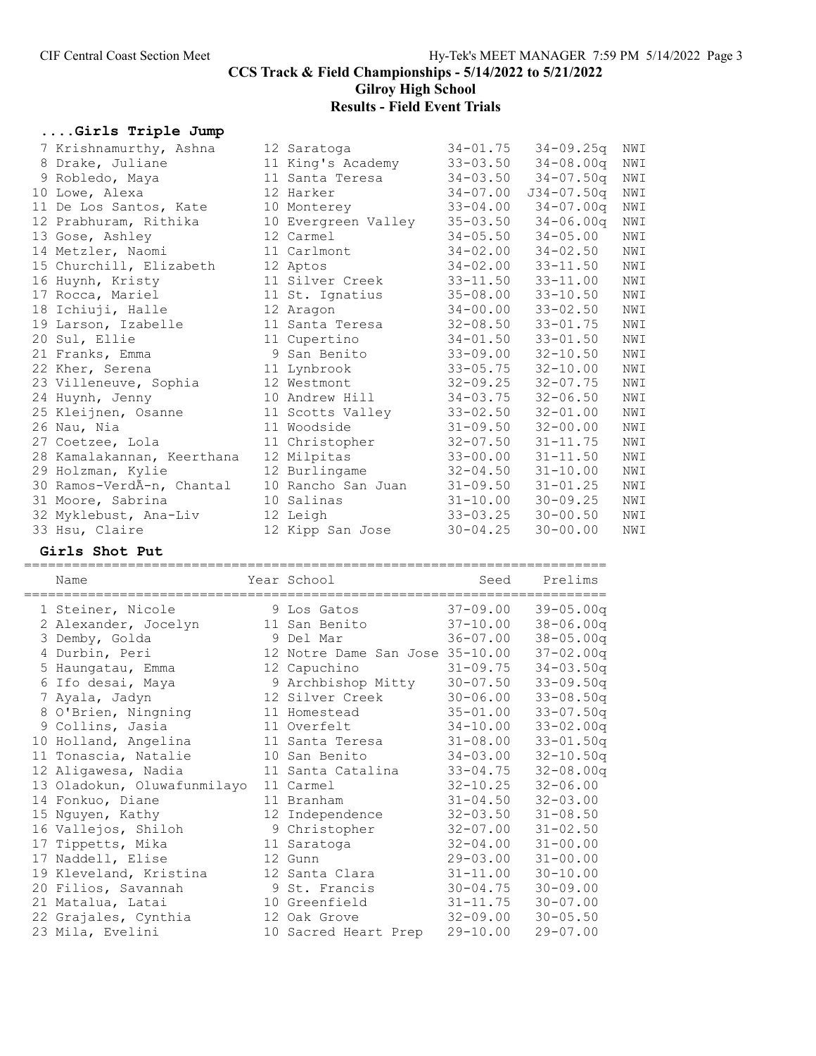# CCS Track & Field Championships - 5/14/2022 to 5/21/2022

## Gilroy High School

## Results - Field Event Trials

### ....Girls Triple Jump

| Place | Name | Year | School | Seed | Prelims | Wind |
|---|---|---|---|---|---|---|
| 7 | Krishnamurthy, Ashna | 12 | Saratoga | 34-01.75 | 34-09.25q | NWI |
| 8 | Drake, Juliane | 11 | King's Academy | 33-03.50 | 34-08.00q | NWI |
| 9 | Robledo, Maya | 11 | Santa Teresa | 34-03.50 | 34-07.50q | NWI |
| 10 | Lowe, Alexa | 12 | Harker | 34-07.00 | J34-07.50q | NWI |
| 11 | De Los Santos, Kate | 10 | Monterey | 33-04.00 | 34-07.00q | NWI |
| 12 | Prabhuram, Rithika | 10 | Evergreen Valley | 35-03.50 | 34-06.00q | NWI |
| 13 | Gose, Ashley | 12 | Carmel | 34-05.50 | 34-05.00 | NWI |
| 14 | Metzler, Naomi | 11 | Carlmont | 34-02.00 | 34-02.50 | NWI |
| 15 | Churchill, Elizabeth | 12 | Aptos | 34-02.00 | 33-11.50 | NWI |
| 16 | Huynh, Kristy | 11 | Silver Creek | 33-11.50 | 33-11.00 | NWI |
| 17 | Rocca, Mariel | 11 | St. Ignatius | 35-08.00 | 33-10.50 | NWI |
| 18 | Ichiuji, Halle | 12 | Aragon | 34-00.00 | 33-02.50 | NWI |
| 19 | Larson, Izabelle | 11 | Santa Teresa | 32-08.50 | 33-01.75 | NWI |
| 20 | Sul, Ellie | 11 | Cupertino | 34-01.50 | 33-01.50 | NWI |
| 21 | Franks, Emma | 9 | San Benito | 33-09.00 | 32-10.50 | NWI |
| 22 | Kher, Serena | 11 | Lynbrook | 33-05.75 | 32-10.00 | NWI |
| 23 | Villeneuve, Sophia | 12 | Westmont | 32-09.25 | 32-07.75 | NWI |
| 24 | Huynh, Jenny | 10 | Andrew Hill | 34-03.75 | 32-06.50 | NWI |
| 25 | Kleijnen, Osanne | 11 | Scotts Valley | 33-02.50 | 32-01.00 | NWI |
| 26 | Nau, Nia | 11 | Woodside | 31-09.50 | 32-00.00 | NWI |
| 27 | Coetzee, Lola | 11 | Christopher | 32-07.50 | 31-11.75 | NWI |
| 28 | Kamalakannan, Keerthana | 12 | Milpitas | 33-00.00 | 31-11.50 | NWI |
| 29 | Holzman, Kylie | 12 | Burlingame | 32-04.50 | 31-10.00 | NWI |
| 30 | Ramos-VerdÃ-n, Chantal | 10 | Rancho San Juan | 31-09.50 | 31-01.25 | NWI |
| 31 | Moore, Sabrina | 10 | Salinas | 31-10.00 | 30-09.25 | NWI |
| 32 | Myklebust, Ana-Liv | 12 | Leigh | 33-03.25 | 30-00.50 | NWI |
| 33 | Hsu, Claire | 12 | Kipp San Jose | 30-04.25 | 30-00.00 | NWI |

### Girls Shot Put

| Place | Name | Year | School | Seed | Prelims |
|---|---|---|---|---|---|
| 1 | Steiner, Nicole | 9 | Los Gatos | 37-09.00 | 39-05.00q |
| 2 | Alexander, Jocelyn | 11 | San Benito | 37-10.00 | 38-06.00q |
| 3 | Demby, Golda | 9 | Del Mar | 36-07.00 | 38-05.00q |
| 4 | Durbin, Peri | 12 | Notre Dame San Jose | 35-10.00 | 37-02.00q |
| 5 | Haungatau, Emma | 12 | Capuchino | 31-09.75 | 34-03.50q |
| 6 | Ifo desai, Maya | 9 | Archbishop Mitty | 30-07.50 | 33-09.50q |
| 7 | Ayala, Jadyn | 12 | Silver Creek | 30-06.00 | 33-08.50q |
| 8 | O'Brien, Ningning | 11 | Homestead | 35-01.00 | 33-07.50q |
| 9 | Collins, Jasia | 11 | Overfelt | 34-10.00 | 33-02.00q |
| 10 | Holland, Angelina | 11 | Santa Teresa | 31-08.00 | 33-01.50q |
| 11 | Tonascia, Natalie | 10 | San Benito | 34-03.00 | 32-10.50q |
| 12 | Aligawesa, Nadia | 11 | Santa Catalina | 33-04.75 | 32-08.00q |
| 13 | Oladokun, Oluwafunmilayo | 11 | Carmel | 32-10.25 | 32-06.00 |
| 14 | Fonkuo, Diane | 11 | Branham | 31-04.50 | 32-03.00 |
| 15 | Nguyen, Kathy | 12 | Independence | 32-03.50 | 31-08.50 |
| 16 | Vallejos, Shiloh | 9 | Christopher | 32-07.00 | 31-02.50 |
| 17 | Tippetts, Mika | 11 | Saratoga | 32-04.00 | 31-00.00 |
| 17 | Naddell, Elise | 12 | Gunn | 29-03.00 | 31-00.00 |
| 19 | Kleveland, Kristina | 12 | Santa Clara | 31-11.00 | 30-10.00 |
| 20 | Filios, Savannah | 9 | St. Francis | 30-04.75 | 30-09.00 |
| 21 | Matalua, Latai | 10 | Greenfield | 31-11.75 | 30-07.00 |
| 22 | Grajales, Cynthia | 12 | Oak Grove | 32-09.00 | 30-05.50 |
| 23 | Mila, Evelini | 10 | Sacred Heart Prep | 29-10.00 | 29-07.00 |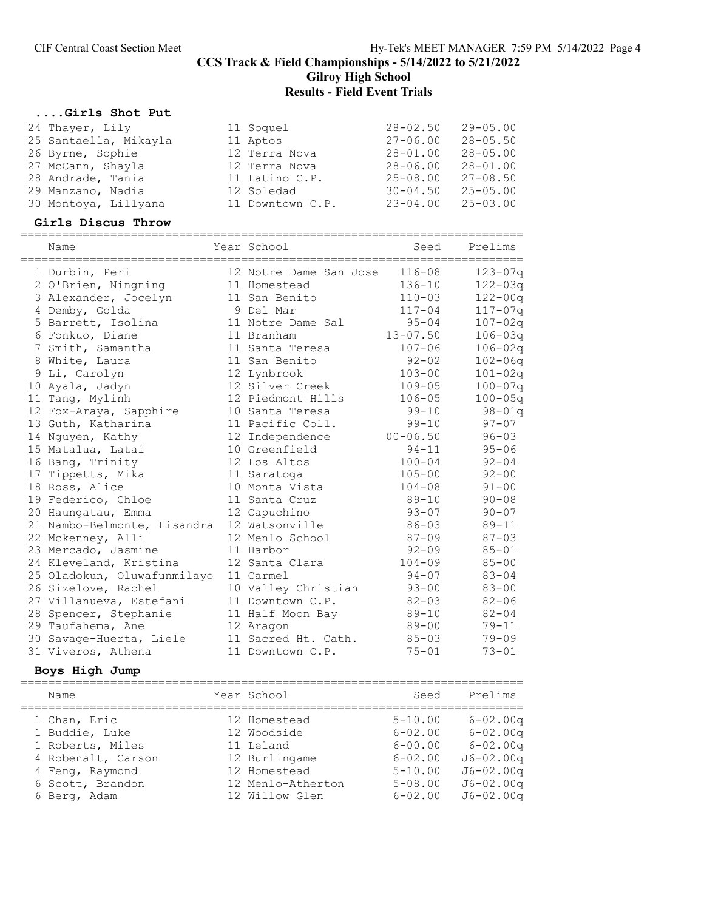# CCS Track & Field Championships - 5/14/2022 to 5/21/2022

## Gilroy High School

## Results - Field Event Trials

### ....Girls Shot Put

| | Name | Year | School | Seed | Prelims |
|---|---|---|---|---|---|
| 24 | Thayer, Lily | 11 | Soquel | 28-02.50 | 29-05.00 |
| 25 | Santaella, Mikayla | 11 | Aptos | 27-06.00 | 28-05.50 |
| 26 | Byrne, Sophie | 12 | Terra Nova | 28-01.00 | 28-05.00 |
| 27 | McCann, Shayla | 12 | Terra Nova | 28-06.00 | 28-01.00 |
| 28 | Andrade, Tania | 11 | Latino C.P. | 25-08.00 | 27-08.50 |
| 29 | Manzano, Nadia | 12 | Soledad | 30-04.50 | 25-05.00 |
| 30 | Montoya, Lillyana | 11 | Downtown C.P. | 23-04.00 | 25-03.00 |

### Girls Discus Throw

| | Name | Year | School | Seed | Prelims |
|---|---|---|---|---|---|
| 1 | Durbin, Peri | 12 | Notre Dame San Jose | 116-08 | 123-07q |
| 2 | O'Brien, Ningning | 11 | Homestead | 136-10 | 122-03q |
| 3 | Alexander, Jocelyn | 11 | San Benito | 110-03 | 122-00q |
| 4 | Demby, Golda | 9 | Del Mar | 117-04 | 117-07q |
| 5 | Barrett, Isolina | 11 | Notre Dame Sal | 95-04 | 107-02q |
| 6 | Fonkuo, Diane | 11 | Branham | 13-07.50 | 106-03q |
| 7 | Smith, Samantha | 11 | Santa Teresa | 107-06 | 106-02q |
| 8 | White, Laura | 11 | San Benito | 92-02 | 102-06q |
| 9 | Li, Carolyn | 12 | Lynbrook | 103-00 | 101-02q |
| 10 | Ayala, Jadyn | 12 | Silver Creek | 109-05 | 100-07q |
| 11 | Tang, Mylinh | 12 | Piedmont Hills | 106-05 | 100-05q |
| 12 | Fox-Araya, Sapphire | 10 | Santa Teresa | 99-10 | 98-01q |
| 13 | Guth, Katharina | 11 | Pacific Coll. | 99-10 | 97-07 |
| 14 | Nguyen, Kathy | 12 | Independence | 00-06.50 | 96-03 |
| 15 | Matalua, Latai | 10 | Greenfield | 94-11 | 95-06 |
| 16 | Bang, Trinity | 12 | Los Altos | 100-04 | 92-04 |
| 17 | Tippetts, Mika | 11 | Saratoga | 105-00 | 92-00 |
| 18 | Ross, Alice | 10 | Monta Vista | 104-08 | 91-00 |
| 19 | Federico, Chloe | 11 | Santa Cruz | 89-10 | 90-08 |
| 20 | Haungatau, Emma | 12 | Capuchino | 93-07 | 90-07 |
| 21 | Nambo-Belmonte, Lisandra | 12 | Watsonville | 86-03 | 89-11 |
| 22 | Mckenney, Alli | 12 | Menlo School | 87-09 | 87-03 |
| 23 | Mercado, Jasmine | 11 | Harbor | 92-09 | 85-01 |
| 24 | Kleveland, Kristina | 12 | Santa Clara | 104-09 | 85-00 |
| 25 | Oladokun, Oluwafunmilayo | 11 | Carmel | 94-07 | 83-04 |
| 26 | Sizelove, Rachel | 10 | Valley Christian | 93-00 | 83-00 |
| 27 | Villanueva, Estefani | 11 | Downtown C.P. | 82-03 | 82-06 |
| 28 | Spencer, Stephanie | 11 | Half Moon Bay | 89-10 | 82-04 |
| 29 | Taufahema, Ane | 12 | Aragon | 89-00 | 79-11 |
| 30 | Savage-Huerta, Liele | 11 | Sacred Ht. Cath. | 85-03 | 79-09 |
| 31 | Viveros, Athena | 11 | Downtown C.P. | 75-01 | 73-01 |

### Boys High Jump

| | Name | Year | School | Seed | Prelims |
|---|---|---|---|---|---|
| 1 | Chan, Eric | 12 | Homestead | 5-10.00 | 6-02.00q |
| 1 | Buddie, Luke | 12 | Woodside | 6-02.00 | 6-02.00q |
| 1 | Roberts, Miles | 11 | Leland | 6-00.00 | 6-02.00q |
| 4 | Robenalt, Carson | 12 | Burlingame | 6-02.00 | J6-02.00q |
| 4 | Feng, Raymond | 12 | Homestead | 5-10.00 | J6-02.00q |
| 6 | Scott, Brandon | 12 | Menlo-Atherton | 5-08.00 | J6-02.00q |
| 6 | Berg, Adam | 12 | Willow Glen | 6-02.00 | J6-02.00q |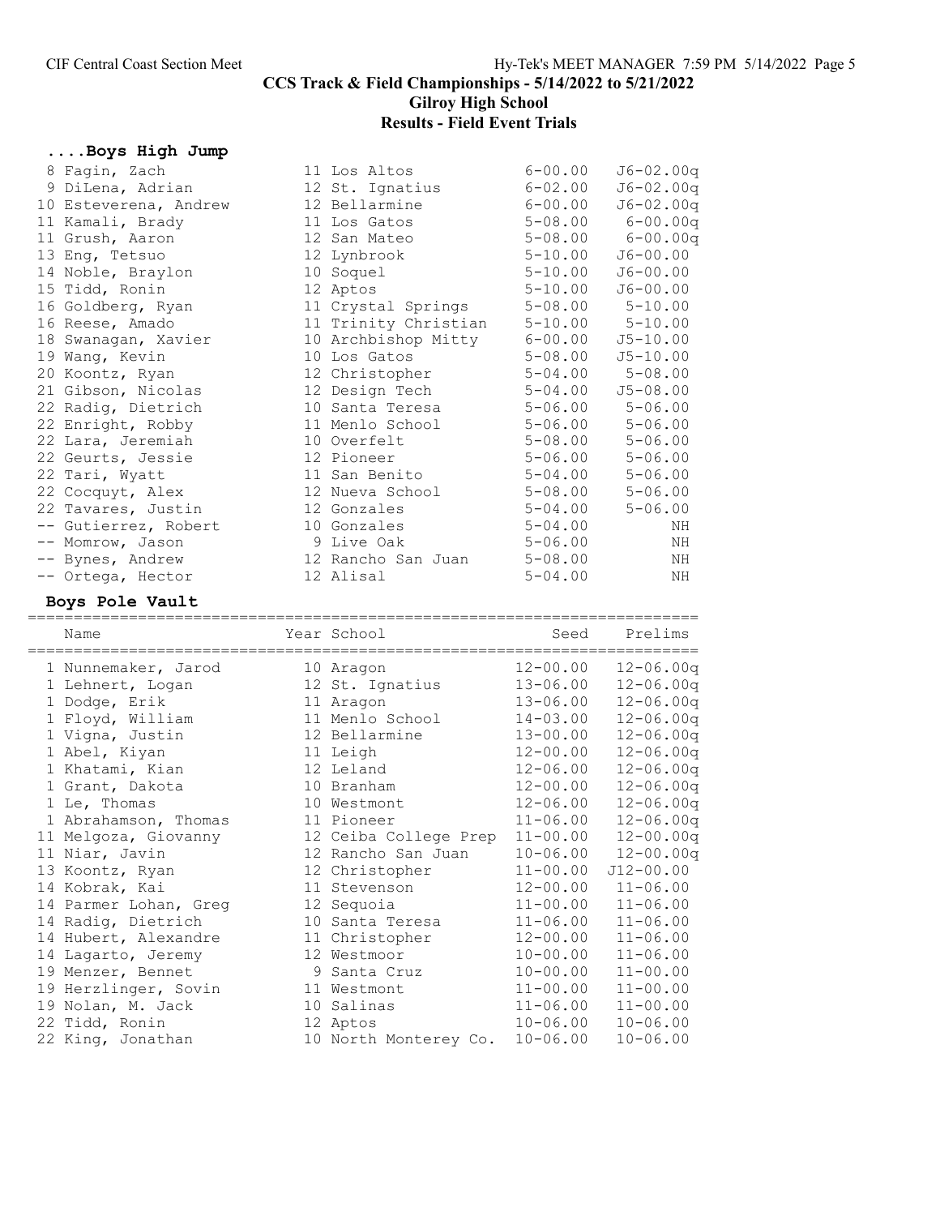## CCS Track & Field Championships - 5/14/2022 to 5/21/2022

### Gilroy High School

### Results - Field Event Trials

### ....Boys High Jump

| | Name | Year | School | Seed | Prelims |
|---|---|---|---|---|---|
| 8 | Fagin, Zach | 11 | Los Altos | 6-00.00 | J6-02.00q |
| 9 | DiLena, Adrian | 12 | St. Ignatius | 6-02.00 | J6-02.00q |
| 10 | Esteverena, Andrew | 12 | Bellarmine | 6-00.00 | J6-02.00q |
| 11 | Kamali, Brady | 11 | Los Gatos | 5-08.00 | 6-00.00q |
| 11 | Grush, Aaron | 12 | San Mateo | 5-08.00 | 6-00.00q |
| 13 | Eng, Tetsuo | 12 | Lynbrook | 5-10.00 | J6-00.00 |
| 14 | Noble, Braylon | 10 | Soquel | 5-10.00 | J6-00.00 |
| 15 | Tidd, Ronin | 12 | Aptos | 5-10.00 | J6-00.00 |
| 16 | Goldberg, Ryan | 11 | Crystal Springs | 5-08.00 | 5-10.00 |
| 16 | Reese, Amado | 11 | Trinity Christian | 5-10.00 | 5-10.00 |
| 18 | Swanagan, Xavier | 10 | Archbishop Mitty | 6-00.00 | J5-10.00 |
| 19 | Wang, Kevin | 10 | Los Gatos | 5-08.00 | J5-10.00 |
| 20 | Koontz, Ryan | 12 | Christopher | 5-04.00 | 5-08.00 |
| 21 | Gibson, Nicolas | 12 | Design Tech | 5-04.00 | J5-08.00 |
| 22 | Radig, Dietrich | 10 | Santa Teresa | 5-06.00 | 5-06.00 |
| 22 | Enright, Robby | 11 | Menlo School | 5-06.00 | 5-06.00 |
| 22 | Lara, Jeremiah | 10 | Overfelt | 5-08.00 | 5-06.00 |
| 22 | Geurts, Jessie | 12 | Pioneer | 5-06.00 | 5-06.00 |
| 22 | Tari, Wyatt | 11 | San Benito | 5-04.00 | 5-06.00 |
| 22 | Cocquyt, Alex | 12 | Nueva School | 5-08.00 | 5-06.00 |
| 22 | Tavares, Justin | 12 | Gonzales | 5-04.00 | 5-06.00 |
| -- | Gutierrez, Robert | 10 | Gonzales | 5-04.00 | NH |
| -- | Momrow, Jason | 9 | Live Oak | 5-06.00 | NH |
| -- | Bynes, Andrew | 12 | Rancho San Juan | 5-08.00 | NH |
| -- | Ortega, Hector | 12 | Alisal | 5-04.00 | NH |

### Boys Pole Vault

| | Name | Year | School | Seed | Prelims |
|---|---|---|---|---|---|
| 1 | Nunnemaker, Jarod | 10 | Aragon | 12-00.00 | 12-06.00q |
| 1 | Lehnert, Logan | 12 | St. Ignatius | 13-06.00 | 12-06.00q |
| 1 | Dodge, Erik | 11 | Aragon | 13-06.00 | 12-06.00q |
| 1 | Floyd, William | 11 | Menlo School | 14-03.00 | 12-06.00q |
| 1 | Vigna, Justin | 12 | Bellarmine | 13-00.00 | 12-06.00q |
| 1 | Abel, Kiyan | 11 | Leigh | 12-00.00 | 12-06.00q |
| 1 | Khatami, Kian | 12 | Leland | 12-06.00 | 12-06.00q |
| 1 | Grant, Dakota | 10 | Branham | 12-00.00 | 12-06.00q |
| 1 | Le, Thomas | 10 | Westmont | 12-06.00 | 12-06.00q |
| 1 | Abrahamson, Thomas | 11 | Pioneer | 11-06.00 | 12-06.00q |
| 11 | Melgoza, Giovanny | 12 | Ceiba College Prep | 11-00.00 | 12-00.00q |
| 11 | Niar, Javin | 12 | Rancho San Juan | 10-06.00 | 12-00.00q |
| 13 | Koontz, Ryan | 12 | Christopher | 11-00.00 | J12-00.00 |
| 14 | Kobrak, Kai | 11 | Stevenson | 12-00.00 | 11-06.00 |
| 14 | Parmer Lohan, Greg | 12 | Sequoia | 11-00.00 | 11-06.00 |
| 14 | Radig, Dietrich | 10 | Santa Teresa | 11-06.00 | 11-06.00 |
| 14 | Hubert, Alexandre | 11 | Christopher | 12-00.00 | 11-06.00 |
| 14 | Lagarto, Jeremy | 12 | Westmoor | 10-00.00 | 11-06.00 |
| 19 | Menzer, Bennet | 9 | Santa Cruz | 10-00.00 | 11-00.00 |
| 19 | Herzlinger, Sovin | 11 | Westmont | 11-00.00 | 11-00.00 |
| 19 | Nolan, M. Jack | 10 | Salinas | 11-06.00 | 11-00.00 |
| 22 | Tidd, Ronin | 12 | Aptos | 10-06.00 | 10-06.00 |
| 22 | King, Jonathan | 10 | North Monterey Co. | 10-06.00 | 10-06.00 |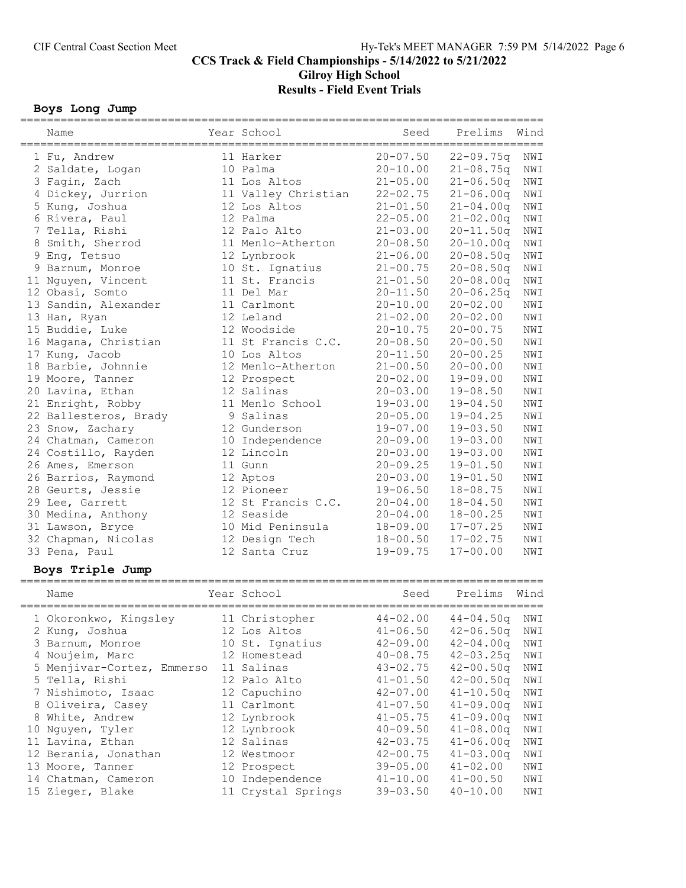# CCS Track & Field Championships - 5/14/2022 to 5/21/2022

## Gilroy High School

## Results - Field Event Trials

### Boys Long Jump

| Name | Year | School | Seed | Prelims | Wind |
|---|---|---|---|---|---|
| 1 Fu, Andrew | 11 | Harker | 20-07.50 | 22-09.75q | NWI |
| 2 Saldate, Logan | 10 | Palma | 20-10.00 | 21-08.75q | NWI |
| 3 Fagin, Zach | 11 | Los Altos | 21-05.00 | 21-06.50q | NWI |
| 4 Dickey, Jurrion | 11 | Valley Christian | 22-02.75 | 21-06.00q | NWI |
| 5 Kung, Joshua | 12 | Los Altos | 21-01.50 | 21-04.00q | NWI |
| 6 Rivera, Paul | 12 | Palma | 22-05.00 | 21-02.00q | NWI |
| 7 Tella, Rishi | 12 | Palo Alto | 21-03.00 | 20-11.50q | NWI |
| 8 Smith, Sherrod | 11 | Menlo-Atherton | 20-08.50 | 20-10.00q | NWI |
| 9 Eng, Tetsuo | 12 | Lynbrook | 21-06.00 | 20-08.50q | NWI |
| 9 Barnum, Monroe | 10 | St. Ignatius | 21-00.75 | 20-08.50q | NWI |
| 11 Nguyen, Vincent | 11 | St. Francis | 21-01.50 | 20-08.00q | NWI |
| 12 Obasi, Somto | 11 | Del Mar | 20-11.50 | 20-06.25q | NWI |
| 13 Sandin, Alexander | 11 | Carlmont | 20-10.00 | 20-02.00 | NWI |
| 13 Han, Ryan | 12 | Leland | 21-02.00 | 20-02.00 | NWI |
| 15 Buddie, Luke | 12 | Woodside | 20-10.75 | 20-00.75 | NWI |
| 16 Magana, Christian | 11 | St Francis C.C. | 20-08.50 | 20-00.50 | NWI |
| 17 Kung, Jacob | 10 | Los Altos | 20-11.50 | 20-00.25 | NWI |
| 18 Barbie, Johnnie | 12 | Menlo-Atherton | 21-00.50 | 20-00.00 | NWI |
| 19 Moore, Tanner | 12 | Prospect | 20-02.00 | 19-09.00 | NWI |
| 20 Lavina, Ethan | 12 | Salinas | 20-03.00 | 19-08.50 | NWI |
| 21 Enright, Robby | 11 | Menlo School | 19-03.00 | 19-04.50 | NWI |
| 22 Ballesteros, Brady | 9 | Salinas | 20-05.00 | 19-04.25 | NWI |
| 23 Snow, Zachary | 12 | Gunderson | 19-07.00 | 19-03.50 | NWI |
| 24 Chatman, Cameron | 10 | Independence | 20-09.00 | 19-03.00 | NWI |
| 24 Costillo, Rayden | 12 | Lincoln | 20-03.00 | 19-03.00 | NWI |
| 26 Ames, Emerson | 11 | Gunn | 20-09.25 | 19-01.50 | NWI |
| 26 Barrios, Raymond | 12 | Aptos | 20-03.00 | 19-01.50 | NWI |
| 28 Geurts, Jessie | 12 | Pioneer | 19-06.50 | 18-08.75 | NWI |
| 29 Lee, Garrett | 12 | St Francis C.C. | 20-04.00 | 18-04.50 | NWI |
| 30 Medina, Anthony | 12 | Seaside | 20-04.00 | 18-00.25 | NWI |
| 31 Lawson, Bryce | 10 | Mid Peninsula | 18-09.00 | 17-07.25 | NWI |
| 32 Chapman, Nicolas | 12 | Design Tech | 18-00.50 | 17-02.75 | NWI |
| 33 Pena, Paul | 12 | Santa Cruz | 19-09.75 | 17-00.00 | NWI |

### Boys Triple Jump

| Name | Year | School | Seed | Prelims | Wind |
|---|---|---|---|---|---|
| 1 Okoronkwo, Kingsley | 11 | Christopher | 44-02.00 | 44-04.50q | NWI |
| 2 Kung, Joshua | 12 | Los Altos | 41-06.50 | 42-06.50q | NWI |
| 3 Barnum, Monroe | 10 | St. Ignatius | 42-09.00 | 42-04.00q | NWI |
| 4 Noujeim, Marc | 12 | Homestead | 40-08.75 | 42-03.25q | NWI |
| 5 Menjivar-Cortez, Emmerso | 11 | Salinas | 43-02.75 | 42-00.50q | NWI |
| 6 Tella, Rishi | 12 | Palo Alto | 41-01.50 | 42-00.50q | NWI |
| 7 Nishimoto, Isaac | 12 | Capuchino | 42-07.00 | 41-10.50q | NWI |
| 8 Oliveira, Casey | 11 | Carlmont | 41-07.50 | 41-09.00q | NWI |
| 8 White, Andrew | 12 | Lynbrook | 41-05.75 | 41-09.00q | NWI |
| 10 Nguyen, Tyler | 12 | Lynbrook | 40-09.50 | 41-08.00q | NWI |
| 11 Lavina, Ethan | 12 | Salinas | 42-03.75 | 41-06.00q | NWI |
| 12 Berania, Jonathan | 12 | Westmoor | 42-00.75 | 41-03.00q | NWI |
| 13 Moore, Tanner | 12 | Prospect | 39-05.00 | 41-02.00 | NWI |
| 14 Chatman, Cameron | 10 | Independence | 41-10.00 | 41-00.50 | NWI |
| 15 Zieger, Blake | 11 | Crystal Springs | 39-03.50 | 40-10.00 | NWI |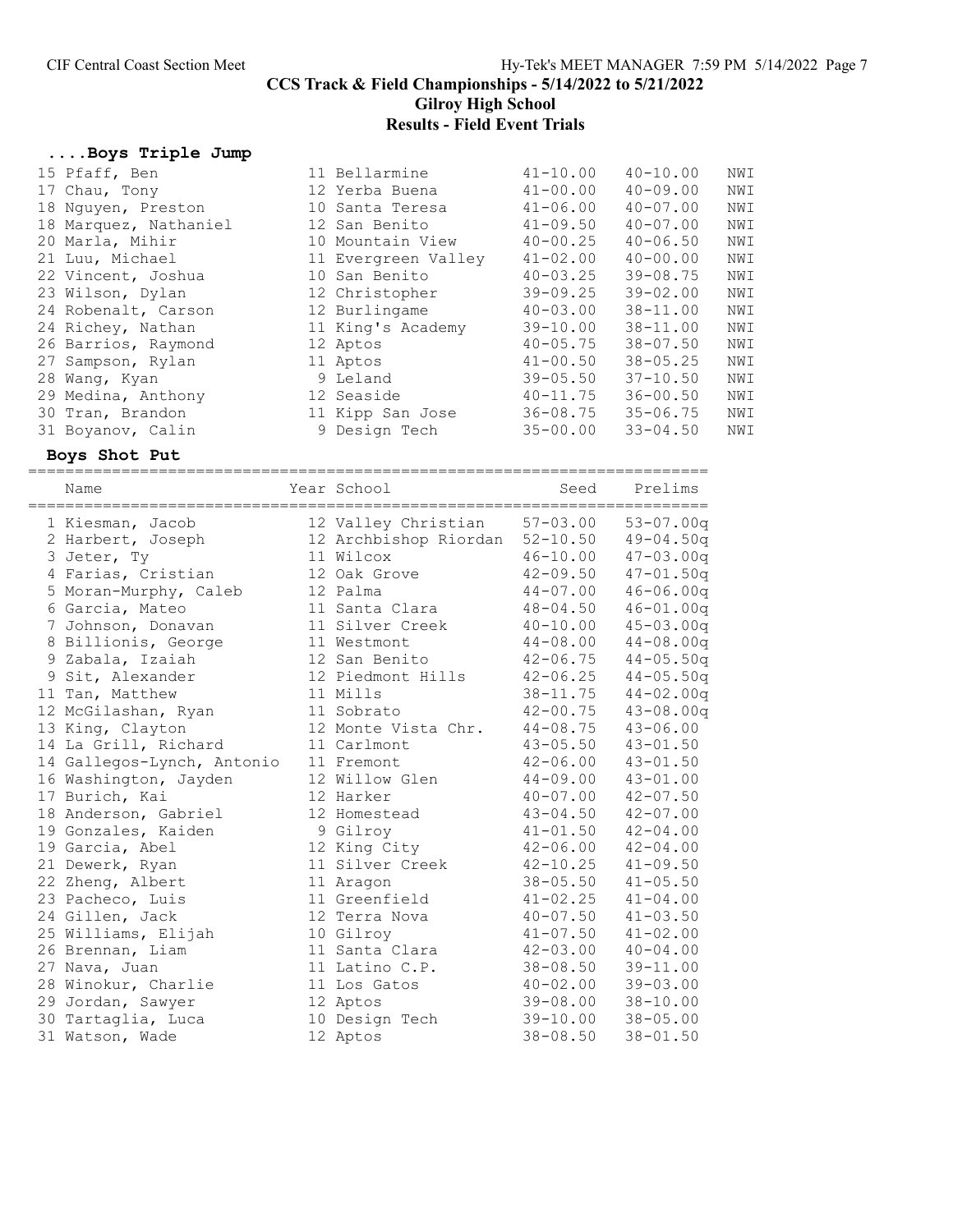## CCS Track & Field Championships - 5/14/2022 to 5/21/2022

### Gilroy High School

### Results - Field Event Trials

#### ....Boys Triple Jump

| Place | Name | Year | School | Seed | Prelims | |
|---|---|---|---|---|---|---|
| 15 | Pfaff, Ben | 11 | Bellarmine | 41-10.00 | 40-10.00 | NWI |
| 17 | Chau, Tony | 12 | Yerba Buena | 41-00.00 | 40-09.00 | NWI |
| 18 | Nguyen, Preston | 10 | Santa Teresa | 41-06.00 | 40-07.00 | NWI |
| 18 | Marquez, Nathaniel | 12 | San Benito | 41-09.50 | 40-07.00 | NWI |
| 20 | Marla, Mihir | 10 | Mountain View | 40-00.25 | 40-06.50 | NWI |
| 21 | Luu, Michael | 11 | Evergreen Valley | 41-02.00 | 40-00.00 | NWI |
| 22 | Vincent, Joshua | 10 | San Benito | 40-03.25 | 39-08.75 | NWI |
| 23 | Wilson, Dylan | 12 | Christopher | 39-09.25 | 39-02.00 | NWI |
| 24 | Robenalt, Carson | 12 | Burlingame | 40-03.00 | 38-11.00 | NWI |
| 24 | Richey, Nathan | 11 | King's Academy | 39-10.00 | 38-11.00 | NWI |
| 26 | Barrios, Raymond | 12 | Aptos | 40-05.75 | 38-07.50 | NWI |
| 27 | Sampson, Rylan | 11 | Aptos | 41-00.50 | 38-05.25 | NWI |
| 28 | Wang, Kyan | 9 | Leland | 39-05.50 | 37-10.50 | NWI |
| 29 | Medina, Anthony | 12 | Seaside | 40-11.75 | 36-00.50 | NWI |
| 30 | Tran, Brandon | 11 | Kipp San Jose | 36-08.75 | 35-06.75 | NWI |
| 31 | Boyanov, Calin | 9 | Design Tech | 35-00.00 | 33-04.50 | NWI |

#### Boys Shot Put

| Place | Name | Year | School | Seed | Prelims |
|---|---|---|---|---|---|
| 1 | Kiesman, Jacob | 12 | Valley Christian | 57-03.00 | 53-07.00q |
| 2 | Harbert, Joseph | 12 | Archbishop Riordan | 52-10.50 | 49-04.50q |
| 3 | Jeter, Ty | 11 | Wilcox | 46-10.00 | 47-03.00q |
| 4 | Farias, Cristian | 12 | Oak Grove | 42-09.50 | 47-01.50q |
| 5 | Moran-Murphy, Caleb | 12 | Palma | 44-07.00 | 46-06.00q |
| 6 | Garcia, Mateo | 11 | Santa Clara | 48-04.50 | 46-01.00q |
| 7 | Johnson, Donavan | 11 | Silver Creek | 40-10.00 | 45-03.00q |
| 8 | Billionis, George | 11 | Westmont | 44-08.00 | 44-08.00q |
| 9 | Zabala, Izaiah | 12 | San Benito | 42-06.75 | 44-05.50q |
| 9 | Sit, Alexander | 12 | Piedmont Hills | 42-06.25 | 44-05.50q |
| 11 | Tan, Matthew | 11 | Mills | 38-11.75 | 44-02.00q |
| 12 | McGilashan, Ryan | 11 | Sobrato | 42-00.75 | 43-08.00q |
| 13 | King, Clayton | 12 | Monte Vista Chr. | 44-08.75 | 43-06.00 |
| 14 | La Grill, Richard | 11 | Carlmont | 43-05.50 | 43-01.50 |
| 14 | Gallegos-Lynch, Antonio | 11 | Fremont | 42-06.00 | 43-01.50 |
| 16 | Washington, Jayden | 12 | Willow Glen | 44-09.00 | 43-01.00 |
| 17 | Burich, Kai | 12 | Harker | 40-07.00 | 42-07.50 |
| 18 | Anderson, Gabriel | 12 | Homestead | 43-04.50 | 42-07.00 |
| 19 | Gonzales, Kaiden | 9 | Gilroy | 41-01.50 | 42-04.00 |
| 19 | Garcia, Abel | 12 | King City | 42-06.00 | 42-04.00 |
| 21 | Dewerk, Ryan | 11 | Silver Creek | 42-10.25 | 41-09.50 |
| 22 | Zheng, Albert | 11 | Aragon | 38-05.50 | 41-05.50 |
| 23 | Pacheco, Luis | 11 | Greenfield | 41-02.25 | 41-04.00 |
| 24 | Gillen, Jack | 12 | Terra Nova | 40-07.50 | 41-03.50 |
| 25 | Williams, Elijah | 10 | Gilroy | 41-07.50 | 41-02.00 |
| 26 | Brennan, Liam | 11 | Santa Clara | 42-03.00 | 40-04.00 |
| 27 | Nava, Juan | 11 | Latino C.P. | 38-08.50 | 39-11.00 |
| 28 | Winokur, Charlie | 11 | Los Gatos | 40-02.00 | 39-03.00 |
| 29 | Jordan, Sawyer | 12 | Aptos | 39-08.00 | 38-10.00 |
| 30 | Tartaglia, Luca | 10 | Design Tech | 39-10.00 | 38-05.00 |
| 31 | Watson, Wade | 12 | Aptos | 38-08.50 | 38-01.50 |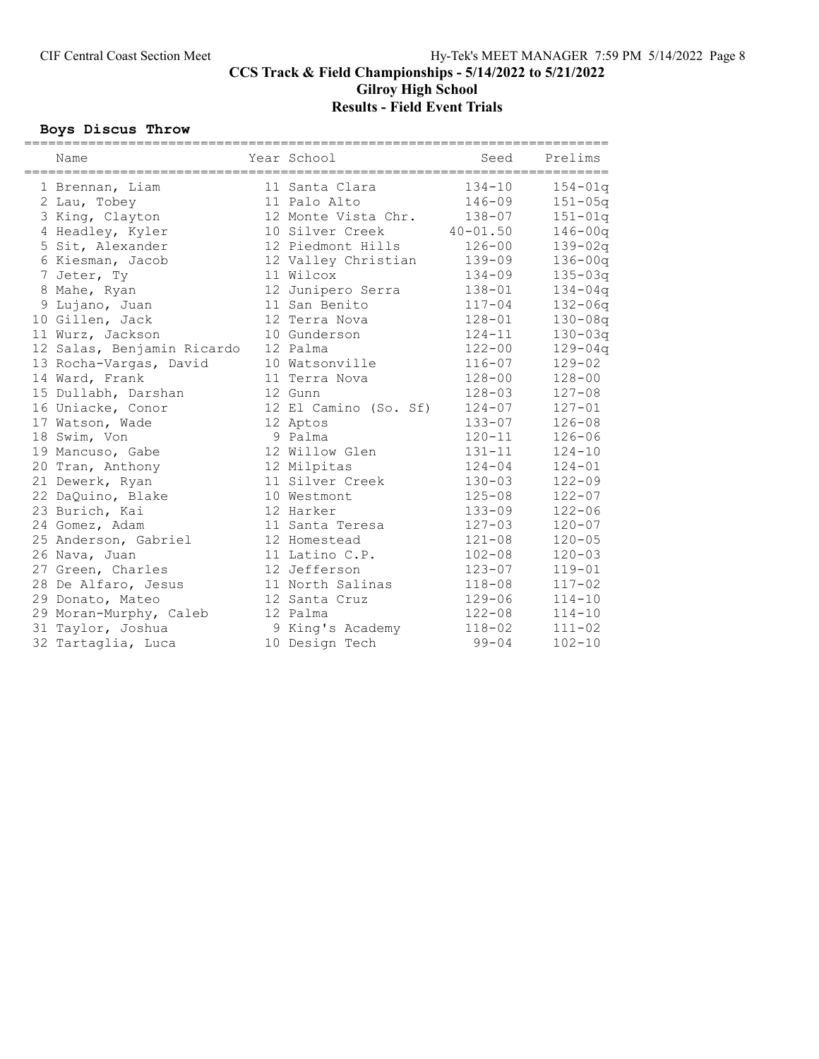CIF Central Coast Section Meet

## CCS Track & Field Championships - 5/14/2022 to 5/21/2022

## Gilroy High School

## Results - Field Event Trials

### Boys Discus Throw

| | Name | Year | School | Seed | Prelims |
|---|---|---|---|---|---|
| 1 | Brennan, Liam | 11 | Santa Clara | 134-10 | 154-01q |
| 2 | Lau, Tobey | 11 | Palo Alto | 146-09 | 151-05q |
| 3 | King, Clayton | 12 | Monte Vista Chr. | 138-07 | 151-01q |
| 4 | Headley, Kyler | 10 | Silver Creek | 40-01.50 | 146-00q |
| 5 | Sit, Alexander | 12 | Piedmont Hills | 126-00 | 139-02q |
| 6 | Kiesman, Jacob | 12 | Valley Christian | 139-09 | 136-00q |
| 7 | Jeter, Ty | 11 | Wilcox | 134-09 | 135-03q |
| 8 | Mahe, Ryan | 12 | Junipero Serra | 138-01 | 134-04q |
| 9 | Lujano, Juan | 11 | San Benito | 117-04 | 132-06q |
| 10 | Gillen, Jack | 12 | Terra Nova | 128-01 | 130-08q |
| 11 | Wurz, Jackson | 10 | Gunderson | 124-11 | 130-03q |
| 12 | Salas, Benjamin Ricardo | 12 | Palma | 122-00 | 129-04q |
| 13 | Rocha-Vargas, David | 10 | Watsonville | 116-07 | 129-02 |
| 14 | Ward, Frank | 11 | Terra Nova | 128-00 | 128-00 |
| 15 | Dullabh, Darshan | 12 | Gunn | 128-03 | 127-08 |
| 16 | Uniacke, Conor | 12 | El Camino (So. Sf) | 124-07 | 127-01 |
| 17 | Watson, Wade | 12 | Aptos | 133-07 | 126-08 |
| 18 | Swim, Von | 9 | Palma | 120-11 | 126-06 |
| 19 | Mancuso, Gabe | 12 | Willow Glen | 131-11 | 124-10 |
| 20 | Tran, Anthony | 12 | Milpitas | 124-04 | 124-01 |
| 21 | Dewerk, Ryan | 11 | Silver Creek | 130-03 | 122-09 |
| 22 | DaQuino, Blake | 10 | Westmont | 125-08 | 122-07 |
| 23 | Burich, Kai | 12 | Harker | 133-09 | 122-06 |
| 24 | Gomez, Adam | 11 | Santa Teresa | 127-03 | 120-07 |
| 25 | Anderson, Gabriel | 12 | Homestead | 121-08 | 120-05 |
| 26 | Nava, Juan | 11 | Latino C.P. | 102-08 | 120-03 |
| 27 | Green, Charles | 12 | Jefferson | 123-07 | 119-01 |
| 28 | De Alfaro, Jesus | 11 | North Salinas | 118-08 | 117-02 |
| 29 | Donato, Mateo | 12 | Santa Cruz | 129-06 | 114-10 |
| 29 | Moran-Murphy, Caleb | 12 | Palma | 122-08 | 114-10 |
| 31 | Taylor, Joshua | 9 | King's Academy | 118-02 | 111-02 |
| 32 | Tartaglia, Luca | 10 | Design Tech | 99-04 | 102-10 |